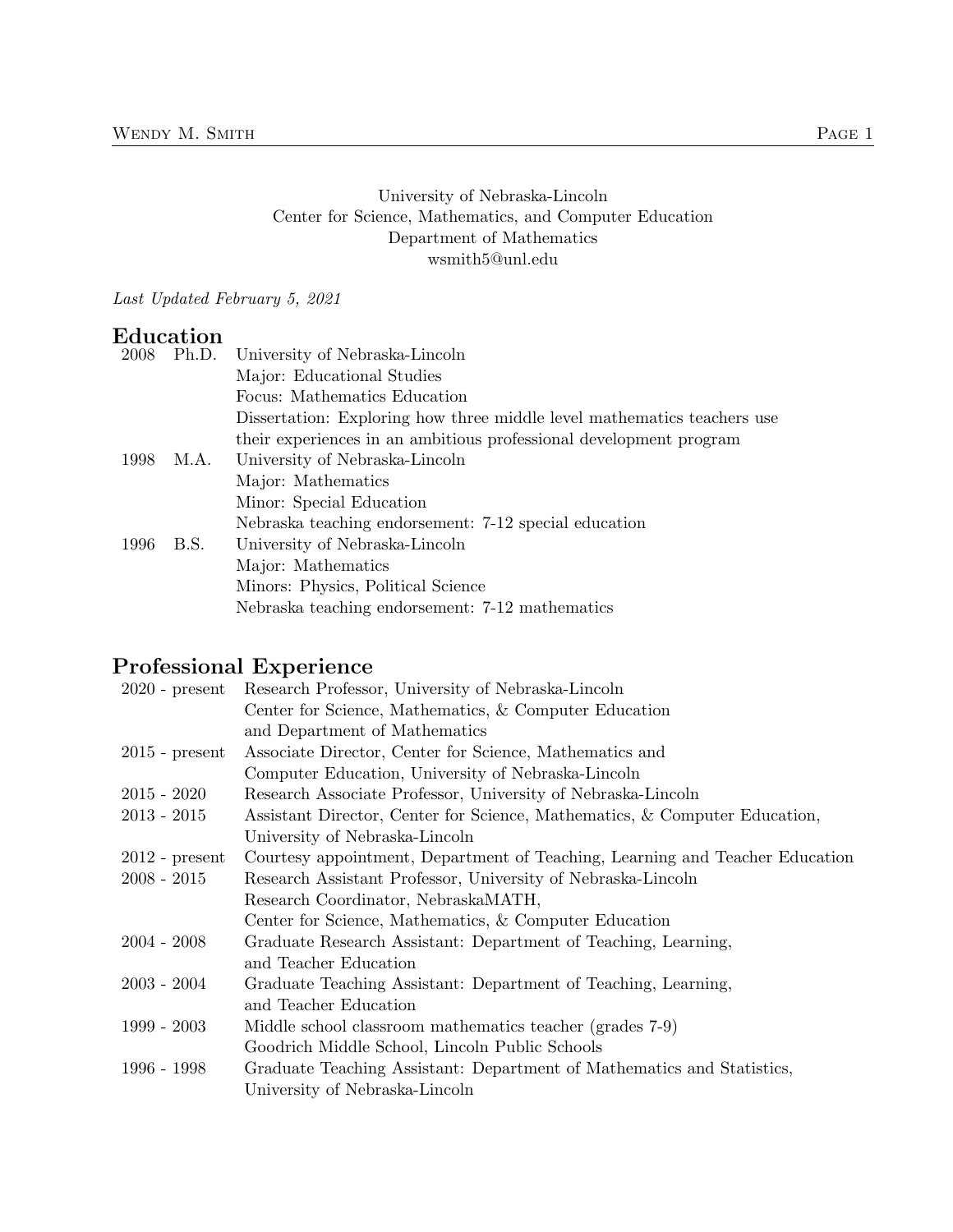University of Nebraska-Lincoln
Center for Science, Mathematics, and Computer Education
Department of Mathematics
wsmith5@unl.edu

*Last Updated February 5, 2021*

## Education

| | | |
|---|---|---|
| 2008 | Ph.D. | University of Nebraska-Lincoln<br>Major: Educational Studies<br>Focus: Mathematics Education<br>Dissertation: Exploring how three middle level mathematics teachers use their experiences in an ambitious professional development program |
| 1998 | M.A. | University of Nebraska-Lincoln<br>Major: Mathematics<br>Minor: Special Education<br>Nebraska teaching endorsement: 7-12 special education |
| 1996 | B.S. | University of Nebraska-Lincoln<br>Major: Mathematics<br>Minors: Physics, Political Science<br>Nebraska teaching endorsement: 7-12 mathematics |

## Professional Experience

| | |
|---|---|
| 2020 - present | Research Professor, University of Nebraska-Lincoln<br>Center for Science, Mathematics, & Computer Education<br>and Department of Mathematics |
| 2015 - present | Associate Director, Center for Science, Mathematics and Computer Education, University of Nebraska-Lincoln |
| 2015 - 2020 | Research Associate Professor, University of Nebraska-Lincoln |
| 2013 - 2015 | Assistant Director, Center for Science, Mathematics, & Computer Education, University of Nebraska-Lincoln |
| 2012 - present | Courtesy appointment, Department of Teaching, Learning and Teacher Education |
| 2008 - 2015 | Research Assistant Professor, University of Nebraska-Lincoln<br>Research Coordinator, NebraskaMATH,<br>Center for Science, Mathematics, & Computer Education |
| 2004 - 2008 | Graduate Research Assistant: Department of Teaching, Learning, and Teacher Education |
| 2003 - 2004 | Graduate Teaching Assistant: Department of Teaching, Learning, and Teacher Education |
| 1999 - 2003 | Middle school classroom mathematics teacher (grades 7-9)<br>Goodrich Middle School, Lincoln Public Schools |
| 1996 - 1998 | Graduate Teaching Assistant: Department of Mathematics and Statistics, University of Nebraska-Lincoln |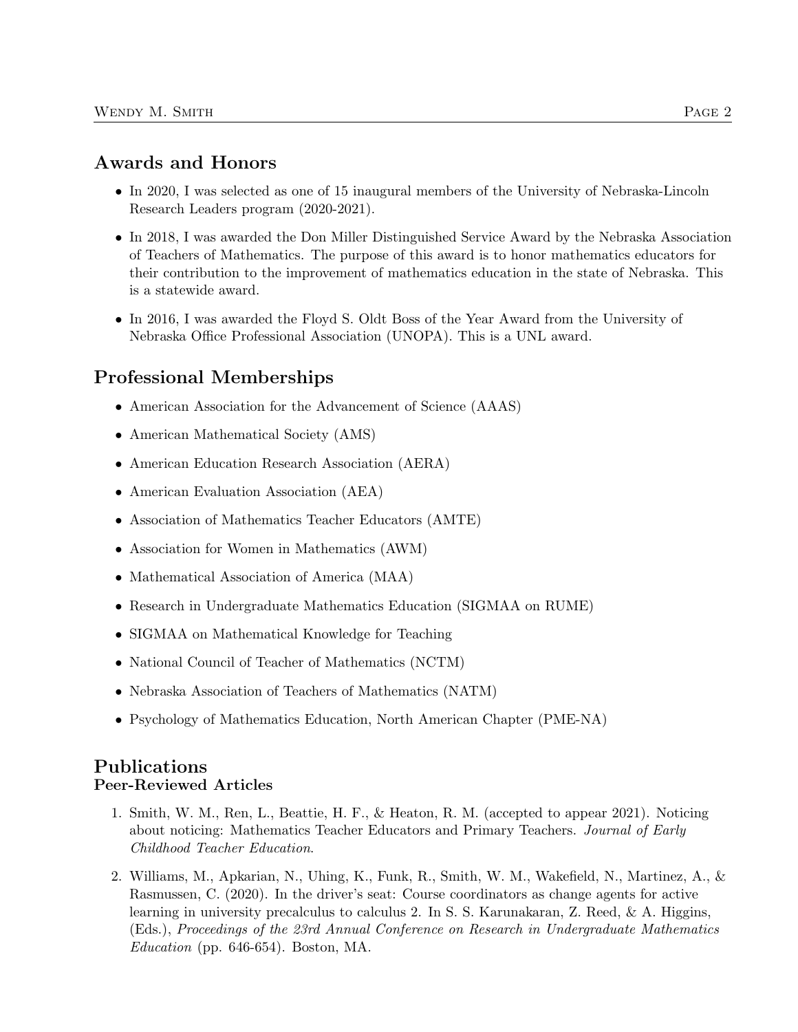## Awards and Honors

- In 2020, I was selected as one of 15 inaugural members of the University of Nebraska-Lincoln Research Leaders program (2020-2021).
- In 2018, I was awarded the Don Miller Distinguished Service Award by the Nebraska Association of Teachers of Mathematics. The purpose of this award is to honor mathematics educators for their contribution to the improvement of mathematics education in the state of Nebraska. This is a statewide award.
- In 2016, I was awarded the Floyd S. Oldt Boss of the Year Award from the University of Nebraska Office Professional Association (UNOPA). This is a UNL award.

## Professional Memberships

- American Association for the Advancement of Science (AAAS)
- American Mathematical Society (AMS)
- American Education Research Association (AERA)
- American Evaluation Association (AEA)
- Association of Mathematics Teacher Educators (AMTE)
- Association for Women in Mathematics (AWM)
- Mathematical Association of America (MAA)
- Research in Undergraduate Mathematics Education (SIGMAA on RUME)
- SIGMAA on Mathematical Knowledge for Teaching
- National Council of Teacher of Mathematics (NCTM)
- Nebraska Association of Teachers of Mathematics (NATM)
- Psychology of Mathematics Education, North American Chapter (PME-NA)

## Publications

### Peer-Reviewed Articles

1. Smith, W. M., Ren, L., Beattie, H. F., & Heaton, R. M. (accepted to appear 2021). Noticing about noticing: Mathematics Teacher Educators and Primary Teachers. *Journal of Early Childhood Teacher Education*.
2. Williams, M., Apkarian, N., Uhing, K., Funk, R., Smith, W. M., Wakefield, N., Martinez, A., & Rasmussen, C. (2020). In the driver's seat: Course coordinators as change agents for active learning in university precalculus to calculus 2. In S. S. Karunakaran, Z. Reed, & A. Higgins, (Eds.), *Proceedings of the 23rd Annual Conference on Research in Undergraduate Mathematics Education* (pp. 646-654). Boston, MA.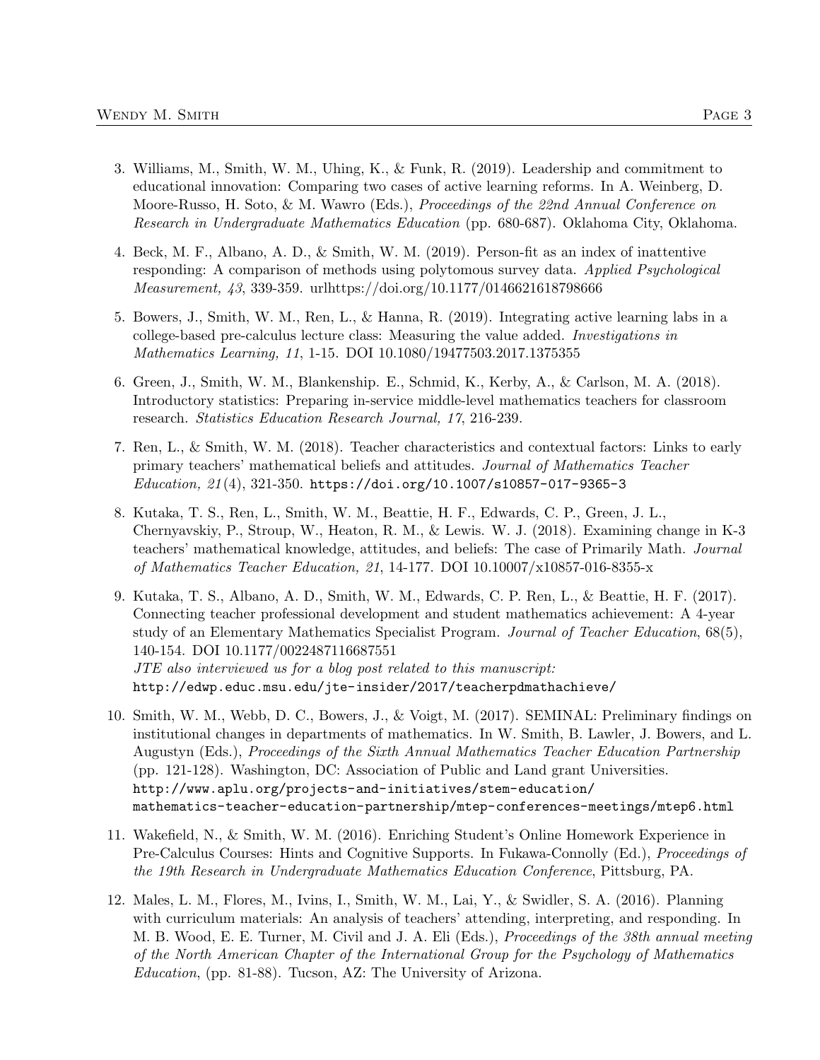3. Williams, M., Smith, W. M., Uhing, K., & Funk, R. (2019). Leadership and commitment to educational innovation: Comparing two cases of active learning reforms. In A. Weinberg, D. Moore-Russo, H. Soto, & M. Wawro (Eds.), *Proceedings of the 22nd Annual Conference on Research in Undergraduate Mathematics Education* (pp. 680-687). Oklahoma City, Oklahoma.

4. Beck, M. F., Albano, A. D., & Smith, W. M. (2019). Person-fit as an index of inattentive responding: A comparison of methods using polytomous survey data. *Applied Psychological Measurement, 43*, 339-359. urlhttps://doi.org/10.1177/0146621618798666

5. Bowers, J., Smith, W. M., Ren, L., & Hanna, R. (2019). Integrating active learning labs in a college-based pre-calculus lecture class: Measuring the value added. *Investigations in Mathematics Learning, 11*, 1-15. DOI 10.1080/19477503.2017.1375355

6. Green, J., Smith, W. M., Blankenship. E., Schmid, K., Kerby, A., & Carlson, M. A. (2018). Introductory statistics: Preparing in-service middle-level mathematics teachers for classroom research. *Statistics Education Research Journal, 17*, 216-239.

7. Ren, L., & Smith, W. M. (2018). Teacher characteristics and contextual factors: Links to early primary teachers' mathematical beliefs and attitudes. *Journal of Mathematics Teacher Education, 21*(4), 321-350. https://doi.org/10.1007/s10857-017-9365-3

8. Kutaka, T. S., Ren, L., Smith, W. M., Beattie, H. F., Edwards, C. P., Green, J. L., Chernyavskiy, P., Stroup, W., Heaton, R. M., & Lewis. W. J. (2018). Examining change in K-3 teachers' mathematical knowledge, attitudes, and beliefs: The case of Primarily Math. *Journal of Mathematics Teacher Education, 21*, 14-177. DOI 10.10007/x10857-016-8355-x

9. Kutaka, T. S., Albano, A. D., Smith, W. M., Edwards, C. P. Ren, L., & Beattie, H. F. (2017). Connecting teacher professional development and student mathematics achievement: A 4-year study of an Elementary Mathematics Specialist Program. *Journal of Teacher Education*, 68(5), 140-154. DOI 10.1177/0022487116687551
   *JTE also interviewed us for a blog post related to this manuscript:*
   http://edwp.educ.msu.edu/jte-insider/2017/teacherpdmathachieve/

10. Smith, W. M., Webb, D. C., Bowers, J., & Voigt, M. (2017). SEMINAL: Preliminary findings on institutional changes in departments of mathematics. In W. Smith, B. Lawler, J. Bowers, and L. Augustyn (Eds.), *Proceedings of the Sixth Annual Mathematics Teacher Education Partnership* (pp. 121-128). Washington, DC: Association of Public and Land grant Universities. http://www.aplu.org/projects-and-initiatives/stem-education/mathematics-teacher-education-partnership/mtep-conferences-meetings/mtep6.html

11. Wakefield, N., & Smith, W. M. (2016). Enriching Student's Online Homework Experience in Pre-Calculus Courses: Hints and Cognitive Supports. In Fukawa-Connolly (Ed.), *Proceedings of the 19th Research in Undergraduate Mathematics Education Conference*, Pittsburg, PA.

12. Males, L. M., Flores, M., Ivins, I., Smith, W. M., Lai, Y., & Swidler, S. A. (2016). Planning with curriculum materials: An analysis of teachers' attending, interpreting, and responding. In M. B. Wood, E. E. Turner, M. Civil and J. A. Eli (Eds.), *Proceedings of the 38th annual meeting of the North American Chapter of the International Group for the Psychology of Mathematics Education*, (pp. 81-88). Tucson, AZ: The University of Arizona.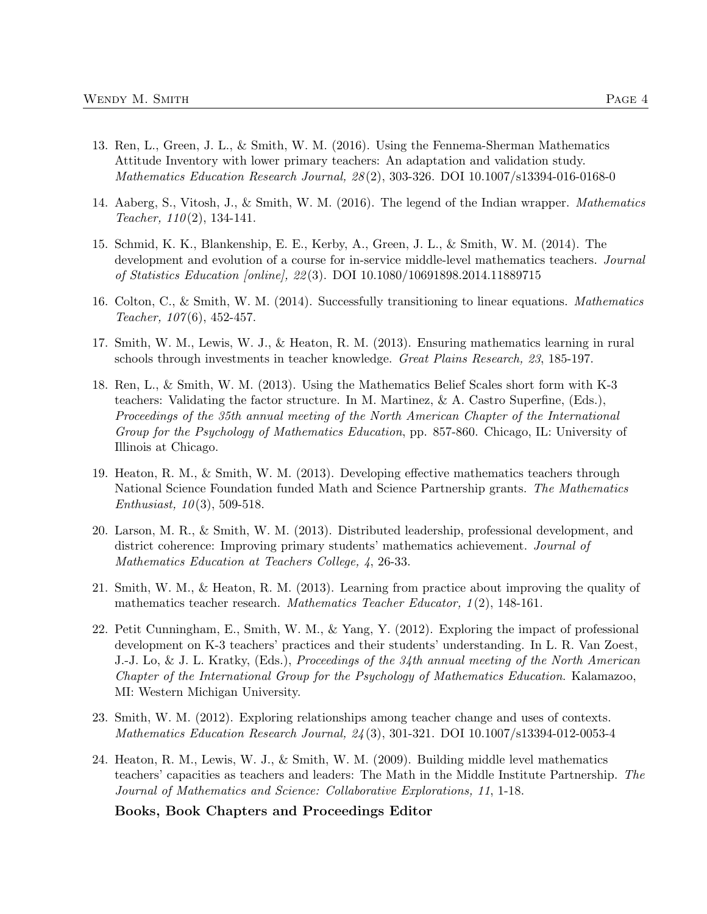13. Ren, L., Green, J. L., & Smith, W. M. (2016). Using the Fennema-Sherman Mathematics Attitude Inventory with lower primary teachers: An adaptation and validation study. *Mathematics Education Research Journal, 28*(2), 303-326. DOI 10.1007/s13394-016-0168-0

14. Aaberg, S., Vitosh, J., & Smith, W. M. (2016). The legend of the Indian wrapper. *Mathematics Teacher, 110*(2), 134-141.

15. Schmid, K. K., Blankenship, E. E., Kerby, A., Green, J. L., & Smith, W. M. (2014). The development and evolution of a course for in-service middle-level mathematics teachers. *Journal of Statistics Education [online], 22*(3). DOI 10.1080/10691898.2014.11889715

16. Colton, C., & Smith, W. M. (2014). Successfully transitioning to linear equations. *Mathematics Teacher, 107*(6), 452-457.

17. Smith, W. M., Lewis, W. J., & Heaton, R. M. (2013). Ensuring mathematics learning in rural schools through investments in teacher knowledge. *Great Plains Research, 23*, 185-197.

18. Ren, L., & Smith, W. M. (2013). Using the Mathematics Belief Scales short form with K-3 teachers: Validating the factor structure. In M. Martinez, & A. Castro Superfine, (Eds.), *Proceedings of the 35th annual meeting of the North American Chapter of the International Group for the Psychology of Mathematics Education*, pp. 857-860. Chicago, IL: University of Illinois at Chicago.

19. Heaton, R. M., & Smith, W. M. (2013). Developing effective mathematics teachers through National Science Foundation funded Math and Science Partnership grants. *The Mathematics Enthusiast, 10*(3), 509-518.

20. Larson, M. R., & Smith, W. M. (2013). Distributed leadership, professional development, and district coherence: Improving primary students' mathematics achievement. *Journal of Mathematics Education at Teachers College, 4*, 26-33.

21. Smith, W. M., & Heaton, R. M. (2013). Learning from practice about improving the quality of mathematics teacher research. *Mathematics Teacher Educator, 1*(2), 148-161.

22. Petit Cunningham, E., Smith, W. M., & Yang, Y. (2012). Exploring the impact of professional development on K-3 teachers' practices and their students' understanding. In L. R. Van Zoest, J.-J. Lo, & J. L. Kratky, (Eds.), *Proceedings of the 34th annual meeting of the North American Chapter of the International Group for the Psychology of Mathematics Education*. Kalamazoo, MI: Western Michigan University.

23. Smith, W. M. (2012). Exploring relationships among teacher change and uses of contexts. *Mathematics Education Research Journal, 24*(3), 301-321. DOI 10.1007/s13394-012-0053-4

24. Heaton, R. M., Lewis, W. J., & Smith, W. M. (2009). Building middle level mathematics teachers' capacities as teachers and leaders: The Math in the Middle Institute Partnership. *The Journal of Mathematics and Science: Collaborative Explorations, 11*, 1-18.

**Books, Book Chapters and Proceedings Editor**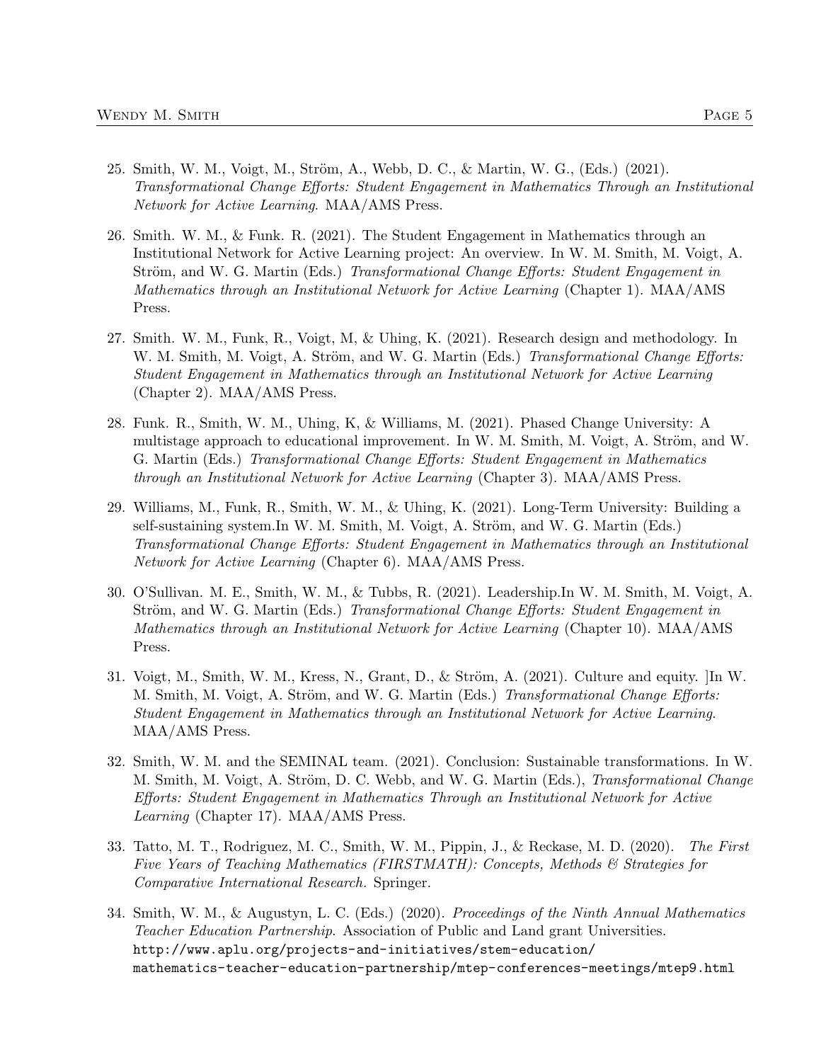25. Smith, W. M., Voigt, M., Ström, A., Webb, D. C., & Martin, W. G., (Eds.) (2021). *Transformational Change Efforts: Student Engagement in Mathematics Through an Institutional Network for Active Learning*. MAA/AMS Press.

26. Smith. W. M., & Funk. R. (2021). The Student Engagement in Mathematics through an Institutional Network for Active Learning project: An overview. In W. M. Smith, M. Voigt, A. Ström, and W. G. Martin (Eds.) *Transformational Change Efforts: Student Engagement in Mathematics through an Institutional Network for Active Learning* (Chapter 1). MAA/AMS Press.

27. Smith. W. M., Funk, R., Voigt, M, & Uhing, K. (2021). Research design and methodology. In W. M. Smith, M. Voigt, A. Ström, and W. G. Martin (Eds.) *Transformational Change Efforts: Student Engagement in Mathematics through an Institutional Network for Active Learning* (Chapter 2). MAA/AMS Press.

28. Funk. R., Smith, W. M., Uhing, K, & Williams, M. (2021). Phased Change University: A multistage approach to educational improvement. In W. M. Smith, M. Voigt, A. Ström, and W. G. Martin (Eds.) *Transformational Change Efforts: Student Engagement in Mathematics through an Institutional Network for Active Learning* (Chapter 3). MAA/AMS Press.

29. Williams, M., Funk, R., Smith, W. M., & Uhing, K. (2021). Long-Term University: Building a self-sustaining system.In W. M. Smith, M. Voigt, A. Ström, and W. G. Martin (Eds.) *Transformational Change Efforts: Student Engagement in Mathematics through an Institutional Network for Active Learning* (Chapter 6). MAA/AMS Press.

30. O'Sullivan. M. E., Smith, W. M., & Tubbs, R. (2021). Leadership.In W. M. Smith, M. Voigt, A. Ström, and W. G. Martin (Eds.) *Transformational Change Efforts: Student Engagement in Mathematics through an Institutional Network for Active Learning* (Chapter 10). MAA/AMS Press.

31. Voigt, M., Smith, W. M., Kress, N., Grant, D., & Ström, A. (2021). Culture and equity. ]In W. M. Smith, M. Voigt, A. Ström, and W. G. Martin (Eds.) *Transformational Change Efforts: Student Engagement in Mathematics through an Institutional Network for Active Learning*. MAA/AMS Press.

32. Smith, W. M. and the SEMINAL team. (2021). Conclusion: Sustainable transformations. In W. M. Smith, M. Voigt, A. Ström, D. C. Webb, and W. G. Martin (Eds.), *Transformational Change Efforts: Student Engagement in Mathematics Through an Institutional Network for Active Learning* (Chapter 17). MAA/AMS Press.

33. Tatto, M. T., Rodriguez, M. C., Smith, W. M., Pippin, J., & Reckase, M. D. (2020). *The First Five Years of Teaching Mathematics (FIRSTMATH): Concepts, Methods & Strategies for Comparative International Research.* Springer.

34. Smith, W. M., & Augustyn, L. C. (Eds.) (2020). *Proceedings of the Ninth Annual Mathematics Teacher Education Partnership*. Association of Public and Land grant Universities. http://www.aplu.org/projects-and-initiatives/stem-education/mathematics-teacher-education-partnership/mtep-conferences-meetings/mtep9.html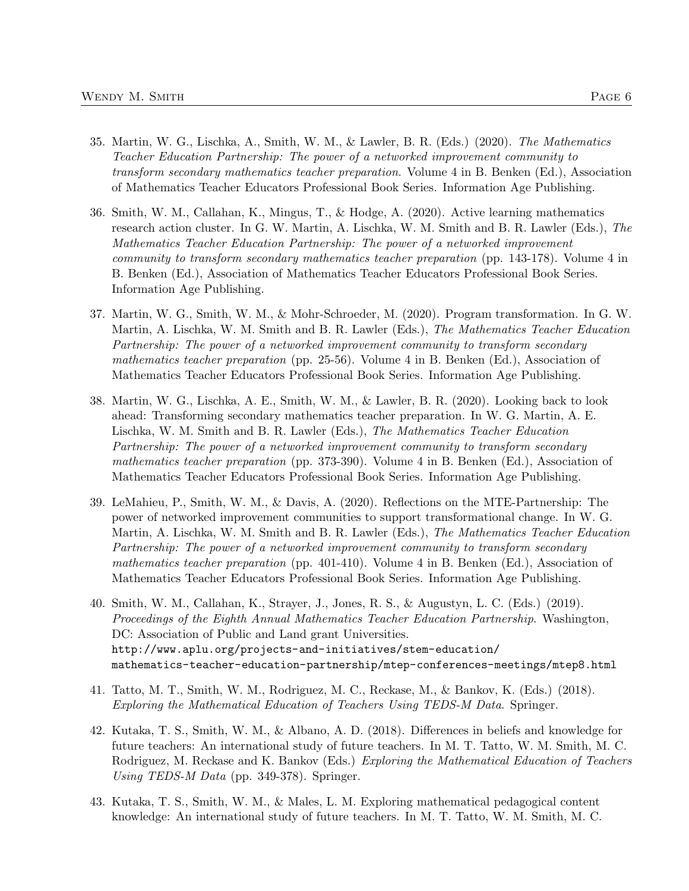35. Martin, W. G., Lischka, A., Smith, W. M., & Lawler, B. R. (Eds.) (2020). *The Mathematics Teacher Education Partnership: The power of a networked improvement community to transform secondary mathematics teacher preparation*. Volume 4 in B. Benken (Ed.), Association of Mathematics Teacher Educators Professional Book Series. Information Age Publishing.

36. Smith, W. M., Callahan, K., Mingus, T., & Hodge, A. (2020). Active learning mathematics research action cluster. In G. W. Martin, A. Lischka, W. M. Smith and B. R. Lawler (Eds.), *The Mathematics Teacher Education Partnership: The power of a networked improvement community to transform secondary mathematics teacher preparation* (pp. 143-178). Volume 4 in B. Benken (Ed.), Association of Mathematics Teacher Educators Professional Book Series. Information Age Publishing.

37. Martin, W. G., Smith, W. M., & Mohr-Schroeder, M. (2020). Program transformation. In G. W. Martin, A. Lischka, W. M. Smith and B. R. Lawler (Eds.), *The Mathematics Teacher Education Partnership: The power of a networked improvement community to transform secondary mathematics teacher preparation* (pp. 25-56). Volume 4 in B. Benken (Ed.), Association of Mathematics Teacher Educators Professional Book Series. Information Age Publishing.

38. Martin, W. G., Lischka, A. E., Smith, W. M., & Lawler, B. R. (2020). Looking back to look ahead: Transforming secondary mathematics teacher preparation. In W. G. Martin, A. E. Lischka, W. M. Smith and B. R. Lawler (Eds.), *The Mathematics Teacher Education Partnership: The power of a networked improvement community to transform secondary mathematics teacher preparation* (pp. 373-390). Volume 4 in B. Benken (Ed.), Association of Mathematics Teacher Educators Professional Book Series. Information Age Publishing.

39. LeMahieu, P., Smith, W. M., & Davis, A. (2020). Reflections on the MTE-Partnership: The power of networked improvement communities to support transformational change. In W. G. Martin, A. Lischka, W. M. Smith and B. R. Lawler (Eds.), *The Mathematics Teacher Education Partnership: The power of a networked improvement community to transform secondary mathematics teacher preparation* (pp. 401-410). Volume 4 in B. Benken (Ed.), Association of Mathematics Teacher Educators Professional Book Series. Information Age Publishing.

40. Smith, W. M., Callahan, K., Strayer, J., Jones, R. S., & Augustyn, L. C. (Eds.) (2019). *Proceedings of the Eighth Annual Mathematics Teacher Education Partnership*. Washington, DC: Association of Public and Land grant Universities. `http://www.aplu.org/projects-and-initiatives/stem-education/mathematics-teacher-education-partnership/mtep-conferences-meetings/mtep8.html`

41. Tatto, M. T., Smith, W. M., Rodriguez, M. C., Reckase, M., & Bankov, K. (Eds.) (2018). *Exploring the Mathematical Education of Teachers Using TEDS-M Data*. Springer.

42. Kutaka, T. S., Smith, W. M., & Albano, A. D. (2018). Differences in beliefs and knowledge for future teachers: An international study of future teachers. In M. T. Tatto, W. M. Smith, M. C. Rodriguez, M. Reckase and K. Bankov (Eds.) *Exploring the Mathematical Education of Teachers Using TEDS-M Data* (pp. 349-378). Springer.

43. Kutaka, T. S., Smith, W. M., & Males, L. M. Exploring mathematical pedagogical content knowledge: An international study of future teachers. In M. T. Tatto, W. M. Smith, M. C.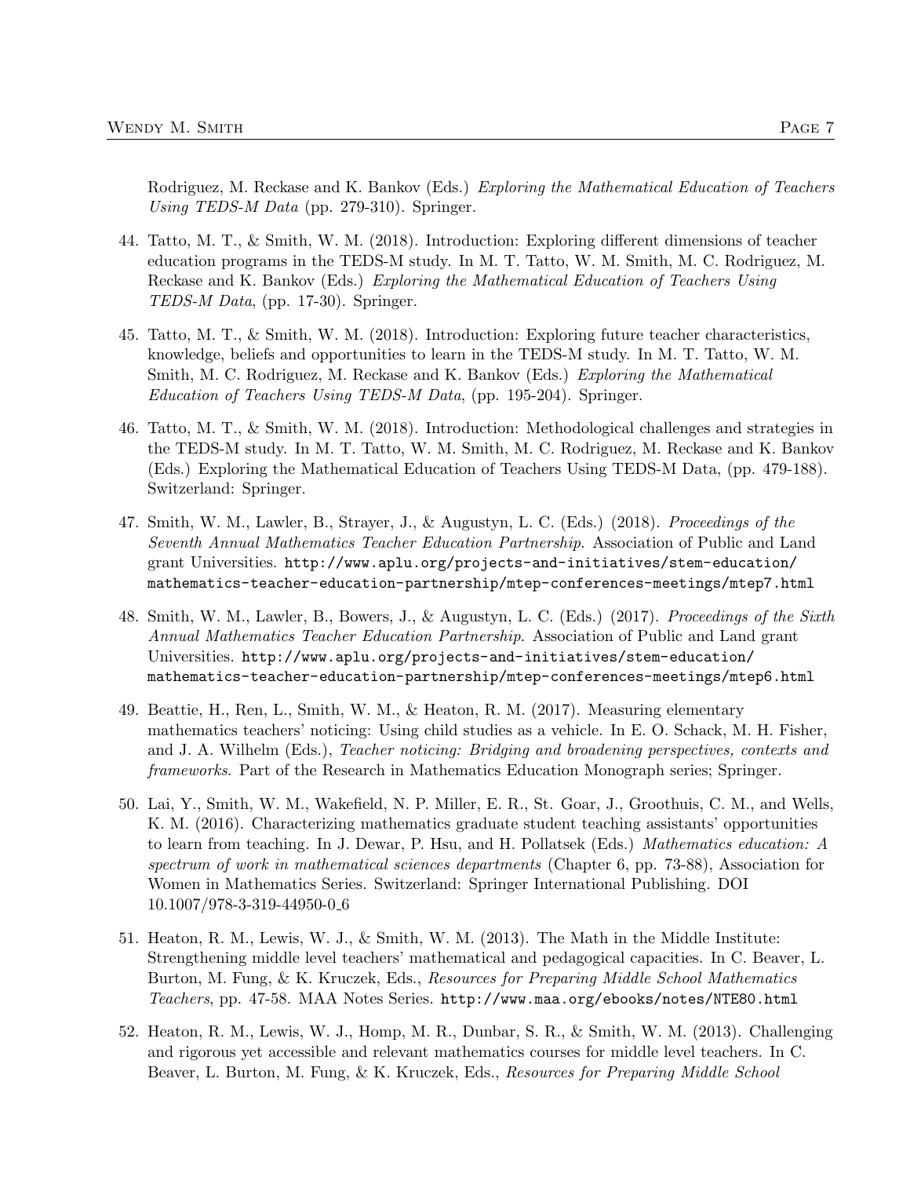Rodriguez, M. Reckase and K. Bankov (Eds.) *Exploring the Mathematical Education of Teachers Using TEDS-M Data* (pp. 279-310). Springer.

44. Tatto, M. T., & Smith, W. M. (2018). Introduction: Exploring different dimensions of teacher education programs in the TEDS-M study. In M. T. Tatto, W. M. Smith, M. C. Rodriguez, M. Reckase and K. Bankov (Eds.) *Exploring the Mathematical Education of Teachers Using TEDS-M Data*, (pp. 17-30). Springer.

45. Tatto, M. T., & Smith, W. M. (2018). Introduction: Exploring future teacher characteristics, knowledge, beliefs and opportunities to learn in the TEDS-M study. In M. T. Tatto, W. M. Smith, M. C. Rodriguez, M. Reckase and K. Bankov (Eds.) *Exploring the Mathematical Education of Teachers Using TEDS-M Data*, (pp. 195-204). Springer.

46. Tatto, M. T., & Smith, W. M. (2018). Introduction: Methodological challenges and strategies in the TEDS-M study. In M. T. Tatto, W. M. Smith, M. C. Rodriguez, M. Reckase and K. Bankov (Eds.) Exploring the Mathematical Education of Teachers Using TEDS-M Data, (pp. 479-188). Switzerland: Springer.

47. Smith, W. M., Lawler, B., Strayer, J., & Augustyn, L. C. (Eds.) (2018). *Proceedings of the Seventh Annual Mathematics Teacher Education Partnership*. Association of Public and Land grant Universities. `http://www.aplu.org/projects-and-initiatives/stem-education/mathematics-teacher-education-partnership/mtep-conferences-meetings/mtep7.html`

48. Smith, W. M., Lawler, B., Bowers, J., & Augustyn, L. C. (Eds.) (2017). *Proceedings of the Sixth Annual Mathematics Teacher Education Partnership*. Association of Public and Land grant Universities. `http://www.aplu.org/projects-and-initiatives/stem-education/mathematics-teacher-education-partnership/mtep-conferences-meetings/mtep6.html`

49. Beattie, H., Ren, L., Smith, W. M., & Heaton, R. M. (2017). Measuring elementary mathematics teachers' noticing: Using child studies as a vehicle. In E. O. Schack, M. H. Fisher, and J. A. Wilhelm (Eds.), *Teacher noticing: Bridging and broadening perspectives, contexts and frameworks*. Part of the Research in Mathematics Education Monograph series; Springer.

50. Lai, Y., Smith, W. M., Wakefield, N. P. Miller, E. R., St. Goar, J., Groothuis, C. M., and Wells, K. M. (2016). Characterizing mathematics graduate student teaching assistants' opportunities to learn from teaching. In J. Dewar, P. Hsu, and H. Pollatsek (Eds.) *Mathematics education: A spectrum of work in mathematical sciences departments* (Chapter 6, pp. 73-88), Association for Women in Mathematics Series. Switzerland: Springer International Publishing. DOI 10.1007/978-3-319-44950-0_6

51. Heaton, R. M., Lewis, W. J., & Smith, W. M. (2013). The Math in the Middle Institute: Strengthening middle level teachers' mathematical and pedagogical capacities. In C. Beaver, L. Burton, M. Fung, & K. Kruczek, Eds., *Resources for Preparing Middle School Mathematics Teachers*, pp. 47-58. MAA Notes Series. `http://www.maa.org/ebooks/notes/NTE80.html`

52. Heaton, R. M., Lewis, W. J., Homp, M. R., Dunbar, S. R., & Smith, W. M. (2013). Challenging and rigorous yet accessible and relevant mathematics courses for middle level teachers. In C. Beaver, L. Burton, M. Fung, & K. Kruczek, Eds., *Resources for Preparing Middle School*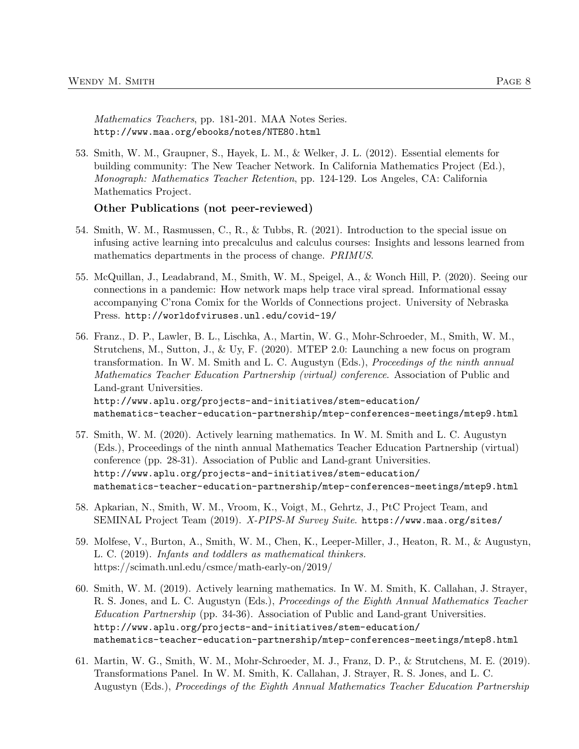*Mathematics Teachers*, pp. 181-201. MAA Notes Series. http://www.maa.org/ebooks/notes/NTE80.html

53. Smith, W. M., Graupner, S., Hayek, L. M., & Welker, J. L. (2012). Essential elements for building community: The New Teacher Network. In California Mathematics Project (Ed.), *Monograph: Mathematics Teacher Retention*, pp. 124-129. Los Angeles, CA: California Mathematics Project.

### Other Publications (not peer-reviewed)

54. Smith, W. M., Rasmussen, C., R., & Tubbs, R. (2021). Introduction to the special issue on infusing active learning into precalculus and calculus courses: Insights and lessons learned from mathematics departments in the process of change. *PRIMUS*.

55. McQuillan, J., Leadabrand, M., Smith, W. M., Speigel, A., & Wonch Hill, P. (2020). Seeing our connections in a pandemic: How network maps help trace viral spread. Informational essay accompanying C'rona Comix for the Worlds of Connections project. University of Nebraska Press. http://worldofviruses.unl.edu/covid-19/

56. Franz., D. P., Lawler, B. L., Lischka, A., Martin, W. G., Mohr-Schroeder, M., Smith, W. M., Strutchens, M., Sutton, J., & Uy, F. (2020). MTEP 2.0: Launching a new focus on program transformation. In W. M. Smith and L. C. Augustyn (Eds.), *Proceedings of the ninth annual Mathematics Teacher Education Partnership (virtual) conference*. Association of Public and Land-grant Universities. http://www.aplu.org/projects-and-initiatives/stem-education/mathematics-teacher-education-partnership/mtep-conferences-meetings/mtep9.html

57. Smith, W. M. (2020). Actively learning mathematics. In W. M. Smith and L. C. Augustyn (Eds.), Proceedings of the ninth annual Mathematics Teacher Education Partnership (virtual) conference (pp. 28-31). Association of Public and Land-grant Universities. http://www.aplu.org/projects-and-initiatives/stem-education/mathematics-teacher-education-partnership/mtep-conferences-meetings/mtep9.html

58. Apkarian, N., Smith, W. M., Vroom, K., Voigt, M., Gehrtz, J., PtC Project Team, and SEMINAL Project Team (2019). *X-PIPS-M Survey Suite*. https://www.maa.org/sites/

59. Molfese, V., Burton, A., Smith, W. M., Chen, K., Leeper-Miller, J., Heaton, R. M., & Augustyn, L. C. (2019). *Infants and toddlers as mathematical thinkers.* https://scimath.unl.edu/csmce/math-early-on/2019/

60. Smith, W. M. (2019). Actively learning mathematics. In W. M. Smith, K. Callahan, J. Strayer, R. S. Jones, and L. C. Augustyn (Eds.), *Proceedings of the Eighth Annual Mathematics Teacher Education Partnership* (pp. 34-36). Association of Public and Land-grant Universities. http://www.aplu.org/projects-and-initiatives/stem-education/mathematics-teacher-education-partnership/mtep-conferences-meetings/mtep8.html

61. Martin, W. G., Smith, W. M., Mohr-Schroeder, M. J., Franz, D. P., & Strutchens, M. E. (2019). Transformations Panel. In W. M. Smith, K. Callahan, J. Strayer, R. S. Jones, and L. C. Augustyn (Eds.), *Proceedings of the Eighth Annual Mathematics Teacher Education Partnership*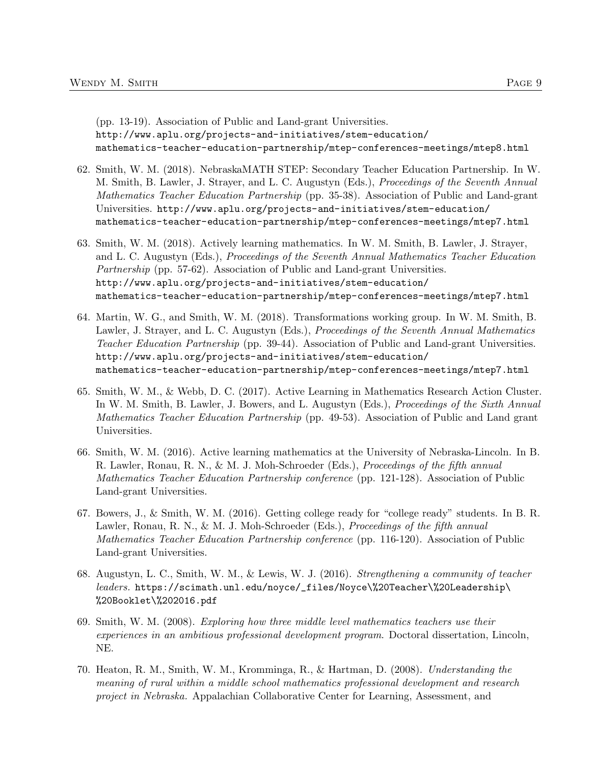(pp. 13-19). Association of Public and Land-grant Universities. http://www.aplu.org/projects-and-initiatives/stem-education/mathematics-teacher-education-partnership/mtep-conferences-meetings/mtep8.html

62. Smith, W. M. (2018). NebraskaMATH STEP: Secondary Teacher Education Partnership. In W. M. Smith, B. Lawler, J. Strayer, and L. C. Augustyn (Eds.), *Proceedings of the Seventh Annual Mathematics Teacher Education Partnership* (pp. 35-38). Association of Public and Land-grant Universities. http://www.aplu.org/projects-and-initiatives/stem-education/mathematics-teacher-education-partnership/mtep-conferences-meetings/mtep7.html

63. Smith, W. M. (2018). Actively learning mathematics. In W. M. Smith, B. Lawler, J. Strayer, and L. C. Augustyn (Eds.), *Proceedings of the Seventh Annual Mathematics Teacher Education Partnership* (pp. 57-62). Association of Public and Land-grant Universities. http://www.aplu.org/projects-and-initiatives/stem-education/mathematics-teacher-education-partnership/mtep-conferences-meetings/mtep7.html

64. Martin, W. G., and Smith, W. M. (2018). Transformations working group. In W. M. Smith, B. Lawler, J. Strayer, and L. C. Augustyn (Eds.), *Proceedings of the Seventh Annual Mathematics Teacher Education Partnership* (pp. 39-44). Association of Public and Land-grant Universities. http://www.aplu.org/projects-and-initiatives/stem-education/mathematics-teacher-education-partnership/mtep-conferences-meetings/mtep7.html

65. Smith, W. M., & Webb, D. C. (2017). Active Learning in Mathematics Research Action Cluster. In W. M. Smith, B. Lawler, J. Bowers, and L. Augustyn (Eds.), *Proceedings of the Sixth Annual Mathematics Teacher Education Partnership* (pp. 49-53). Association of Public and Land grant Universities.

66. Smith, W. M. (2016). Active learning mathematics at the University of Nebraska-Lincoln. In B. R. Lawler, Ronau, R. N., & M. J. Moh-Schroeder (Eds.), *Proceedings of the fifth annual Mathematics Teacher Education Partnership conference* (pp. 121-128). Association of Public Land-grant Universities.

67. Bowers, J., & Smith, W. M. (2016). Getting college ready for "college ready" students. In B. R. Lawler, Ronau, R. N., & M. J. Moh-Schroeder (Eds.), *Proceedings of the fifth annual Mathematics Teacher Education Partnership conference* (pp. 116-120). Association of Public Land-grant Universities.

68. Augustyn, L. C., Smith, W. M., & Lewis, W. J. (2016). *Strengthening a community of teacher leaders.* https://scimath.unl.edu/noyce/_files/Noyce\%20Teacher\%20Leadership\%20Booklet\%202016.pdf

69. Smith, W. M. (2008). *Exploring how three middle level mathematics teachers use their experiences in an ambitious professional development program*. Doctoral dissertation, Lincoln, NE.

70. Heaton, R. M., Smith, W. M., Kromminga, R., & Hartman, D. (2008). *Understanding the meaning of rural within a middle school mathematics professional development and research project in Nebraska.* Appalachian Collaborative Center for Learning, Assessment, and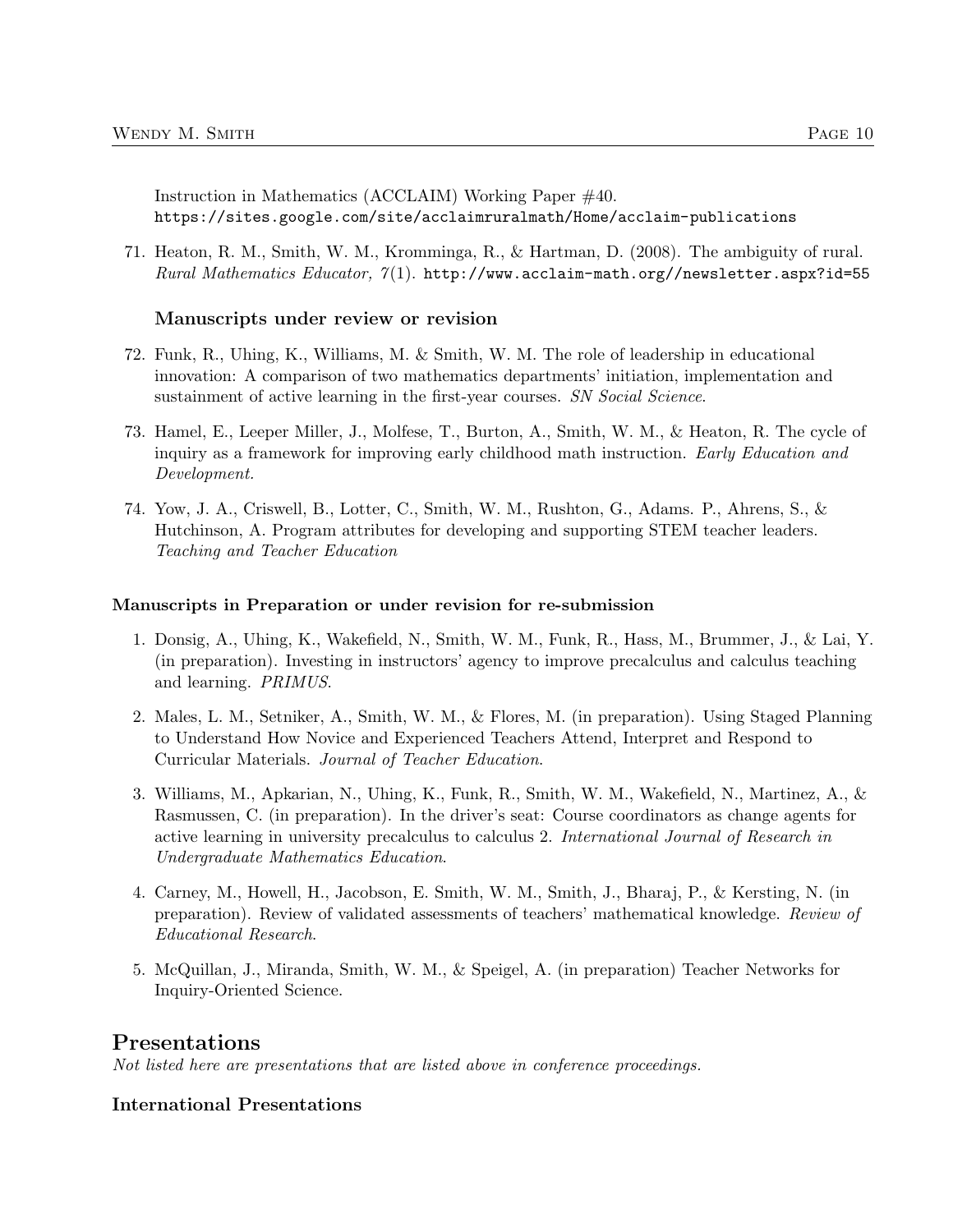Instruction in Mathematics (ACCLAIM) Working Paper #40. `https://sites.google.com/site/acclaimruralmath/Home/acclaim-publications`

71. Heaton, R. M., Smith, W. M., Kromminga, R., & Hartman, D. (2008). The ambiguity of rural. *Rural Mathematics Educator, 7*(1). `http://www.acclaim-math.org//newsletter.aspx?id=55`

### Manuscripts under review or revision

72. Funk, R., Uhing, K., Williams, M. & Smith, W. M. The role of leadership in educational innovation: A comparison of two mathematics departments' initiation, implementation and sustainment of active learning in the first-year courses. *SN Social Science*.

73. Hamel, E., Leeper Miller, J., Molfese, T., Burton, A., Smith, W. M., & Heaton, R. The cycle of inquiry as a framework for improving early childhood math instruction. *Early Education and Development*.

74. Yow, J. A., Criswell, B., Lotter, C., Smith, W. M., Rushton, G., Adams. P., Ahrens, S., & Hutchinson, A. Program attributes for developing and supporting STEM teacher leaders. *Teaching and Teacher Education*

### Manuscripts in Preparation or under revision for re-submission

1. Donsig, A., Uhing, K., Wakefield, N., Smith, W. M., Funk, R., Hass, M., Brummer, J., & Lai, Y. (in preparation). Investing in instructors' agency to improve precalculus and calculus teaching and learning. *PRIMUS*.

2. Males, L. M., Setniker, A., Smith, W. M., & Flores, M. (in preparation). Using Staged Planning to Understand How Novice and Experienced Teachers Attend, Interpret and Respond to Curricular Materials. *Journal of Teacher Education*.

3. Williams, M., Apkarian, N., Uhing, K., Funk, R., Smith, W. M., Wakefield, N., Martinez, A., & Rasmussen, C. (in preparation). In the driver's seat: Course coordinators as change agents for active learning in university precalculus to calculus 2. *International Journal of Research in Undergraduate Mathematics Education*.

4. Carney, M., Howell, H., Jacobson, E. Smith, W. M., Smith, J., Bharaj, P., & Kersting, N. (in preparation). Review of validated assessments of teachers' mathematical knowledge. *Review of Educational Research*.

5. McQuillan, J., Miranda, Smith, W. M., & Speigel, A. (in preparation) Teacher Networks for Inquiry-Oriented Science.

## Presentations

*Not listed here are presentations that are listed above in conference proceedings.*

### International Presentations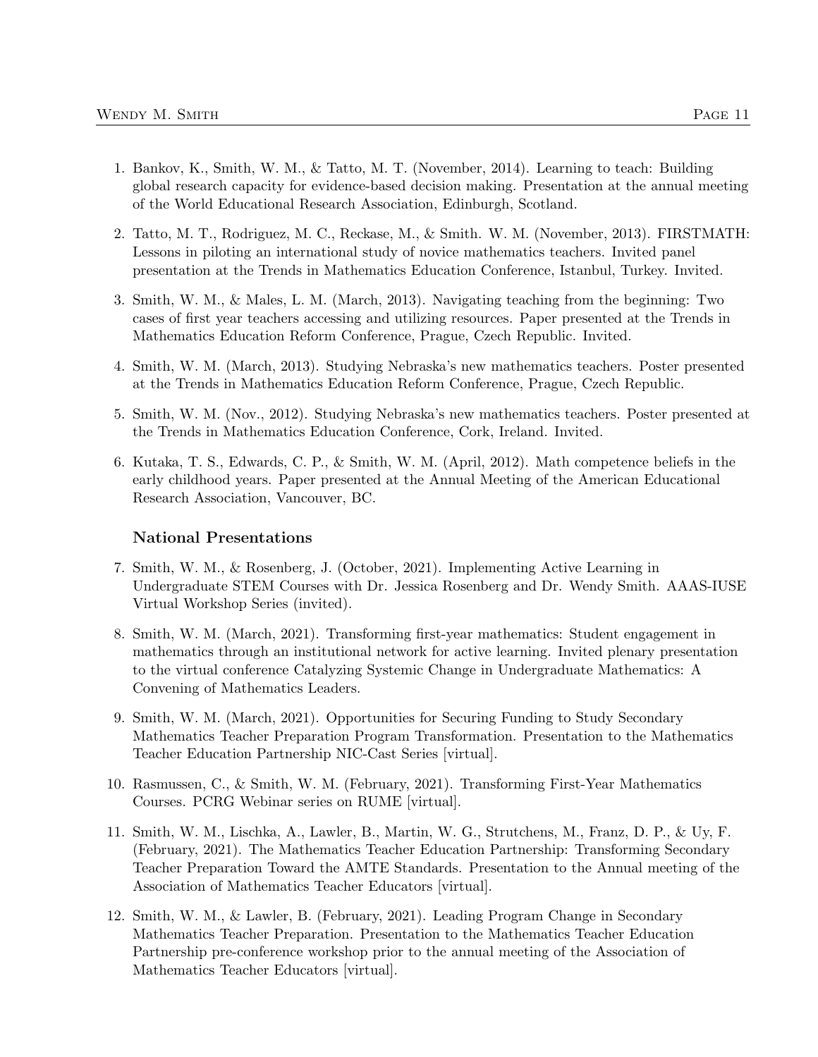1. Bankov, K., Smith, W. M., & Tatto, M. T. (November, 2014). Learning to teach: Building global research capacity for evidence-based decision making. Presentation at the annual meeting of the World Educational Research Association, Edinburgh, Scotland.

2. Tatto, M. T., Rodriguez, M. C., Reckase, M., & Smith. W. M. (November, 2013). FIRSTMATH: Lessons in piloting an international study of novice mathematics teachers. Invited panel presentation at the Trends in Mathematics Education Conference, Istanbul, Turkey. Invited.

3. Smith, W. M., & Males, L. M. (March, 2013). Navigating teaching from the beginning: Two cases of first year teachers accessing and utilizing resources. Paper presented at the Trends in Mathematics Education Reform Conference, Prague, Czech Republic. Invited.

4. Smith, W. M. (March, 2013). Studying Nebraska's new mathematics teachers. Poster presented at the Trends in Mathematics Education Reform Conference, Prague, Czech Republic.

5. Smith, W. M. (Nov., 2012). Studying Nebraska's new mathematics teachers. Poster presented at the Trends in Mathematics Education Conference, Cork, Ireland. Invited.

6. Kutaka, T. S., Edwards, C. P., & Smith, W. M. (April, 2012). Math competence beliefs in the early childhood years. Paper presented at the Annual Meeting of the American Educational Research Association, Vancouver, BC.

### National Presentations

7. Smith, W. M., & Rosenberg, J. (October, 2021). Implementing Active Learning in Undergraduate STEM Courses with Dr. Jessica Rosenberg and Dr. Wendy Smith. AAAS-IUSE Virtual Workshop Series (invited).

8. Smith, W. M. (March, 2021). Transforming first-year mathematics: Student engagement in mathematics through an institutional network for active learning. Invited plenary presentation to the virtual conference Catalyzing Systemic Change in Undergraduate Mathematics: A Convening of Mathematics Leaders.

9. Smith, W. M. (March, 2021). Opportunities for Securing Funding to Study Secondary Mathematics Teacher Preparation Program Transformation. Presentation to the Mathematics Teacher Education Partnership NIC-Cast Series [virtual].

10. Rasmussen, C., & Smith, W. M. (February, 2021). Transforming First-Year Mathematics Courses. PCRG Webinar series on RUME [virtual].

11. Smith, W. M., Lischka, A., Lawler, B., Martin, W. G., Strutchens, M., Franz, D. P., & Uy, F. (February, 2021). The Mathematics Teacher Education Partnership: Transforming Secondary Teacher Preparation Toward the AMTE Standards. Presentation to the Annual meeting of the Association of Mathematics Teacher Educators [virtual].

12. Smith, W. M., & Lawler, B. (February, 2021). Leading Program Change in Secondary Mathematics Teacher Preparation. Presentation to the Mathematics Teacher Education Partnership pre-conference workshop prior to the annual meeting of the Association of Mathematics Teacher Educators [virtual].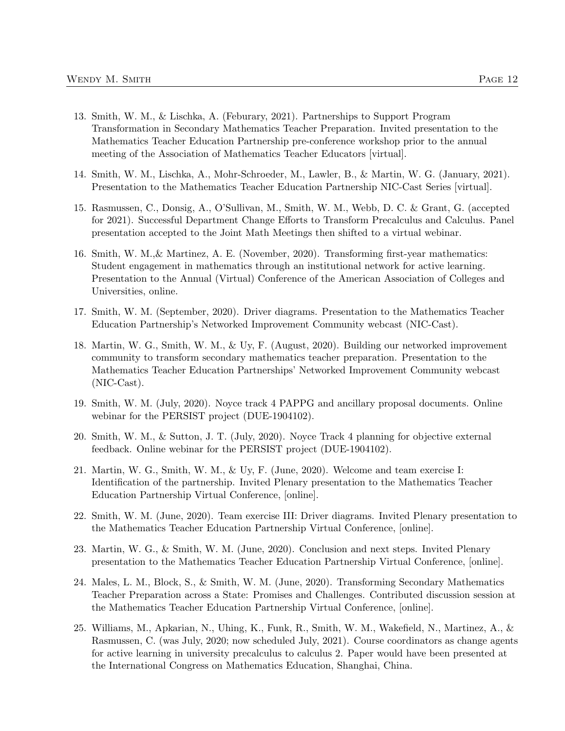13. Smith, W. M., & Lischka, A. (Feburary, 2021). Partnerships to Support Program Transformation in Secondary Mathematics Teacher Preparation. Invited presentation to the Mathematics Teacher Education Partnership pre-conference workshop prior to the annual meeting of the Association of Mathematics Teacher Educators [virtual].

14. Smith, W. M., Lischka, A., Mohr-Schroeder, M., Lawler, B., & Martin, W. G. (January, 2021). Presentation to the Mathematics Teacher Education Partnership NIC-Cast Series [virtual].

15. Rasmussen, C., Donsig, A., O'Sullivan, M., Smith, W. M., Webb, D. C. & Grant, G. (accepted for 2021). Successful Department Change Efforts to Transform Precalculus and Calculus. Panel presentation accepted to the Joint Math Meetings then shifted to a virtual webinar.

16. Smith, W. M.,& Martinez, A. E. (November, 2020). Transforming first-year mathematics: Student engagement in mathematics through an institutional network for active learning. Presentation to the Annual (Virtual) Conference of the American Association of Colleges and Universities, online.

17. Smith, W. M. (September, 2020). Driver diagrams. Presentation to the Mathematics Teacher Education Partnership's Networked Improvement Community webcast (NIC-Cast).

18. Martin, W. G., Smith, W. M., & Uy, F. (August, 2020). Building our networked improvement community to transform secondary mathematics teacher preparation. Presentation to the Mathematics Teacher Education Partnerships' Networked Improvement Community webcast (NIC-Cast).

19. Smith, W. M. (July, 2020). Noyce track 4 PAPPG and ancillary proposal documents. Online webinar for the PERSIST project (DUE-1904102).

20. Smith, W. M., & Sutton, J. T. (July, 2020). Noyce Track 4 planning for objective external feedback. Online webinar for the PERSIST project (DUE-1904102).

21. Martin, W. G., Smith, W. M., & Uy, F. (June, 2020). Welcome and team exercise I: Identification of the partnership. Invited Plenary presentation to the Mathematics Teacher Education Partnership Virtual Conference, [online].

22. Smith, W. M. (June, 2020). Team exercise III: Driver diagrams. Invited Plenary presentation to the Mathematics Teacher Education Partnership Virtual Conference, [online].

23. Martin, W. G., & Smith, W. M. (June, 2020). Conclusion and next steps. Invited Plenary presentation to the Mathematics Teacher Education Partnership Virtual Conference, [online].

24. Males, L. M., Block, S., & Smith, W. M. (June, 2020). Transforming Secondary Mathematics Teacher Preparation across a State: Promises and Challenges. Contributed discussion session at the Mathematics Teacher Education Partnership Virtual Conference, [online].

25. Williams, M., Apkarian, N., Uhing, K., Funk, R., Smith, W. M., Wakefield, N., Martinez, A., & Rasmussen, C. (was July, 2020; now scheduled July, 2021). Course coordinators as change agents for active learning in university precalculus to calculus 2. Paper would have been presented at the International Congress on Mathematics Education, Shanghai, China.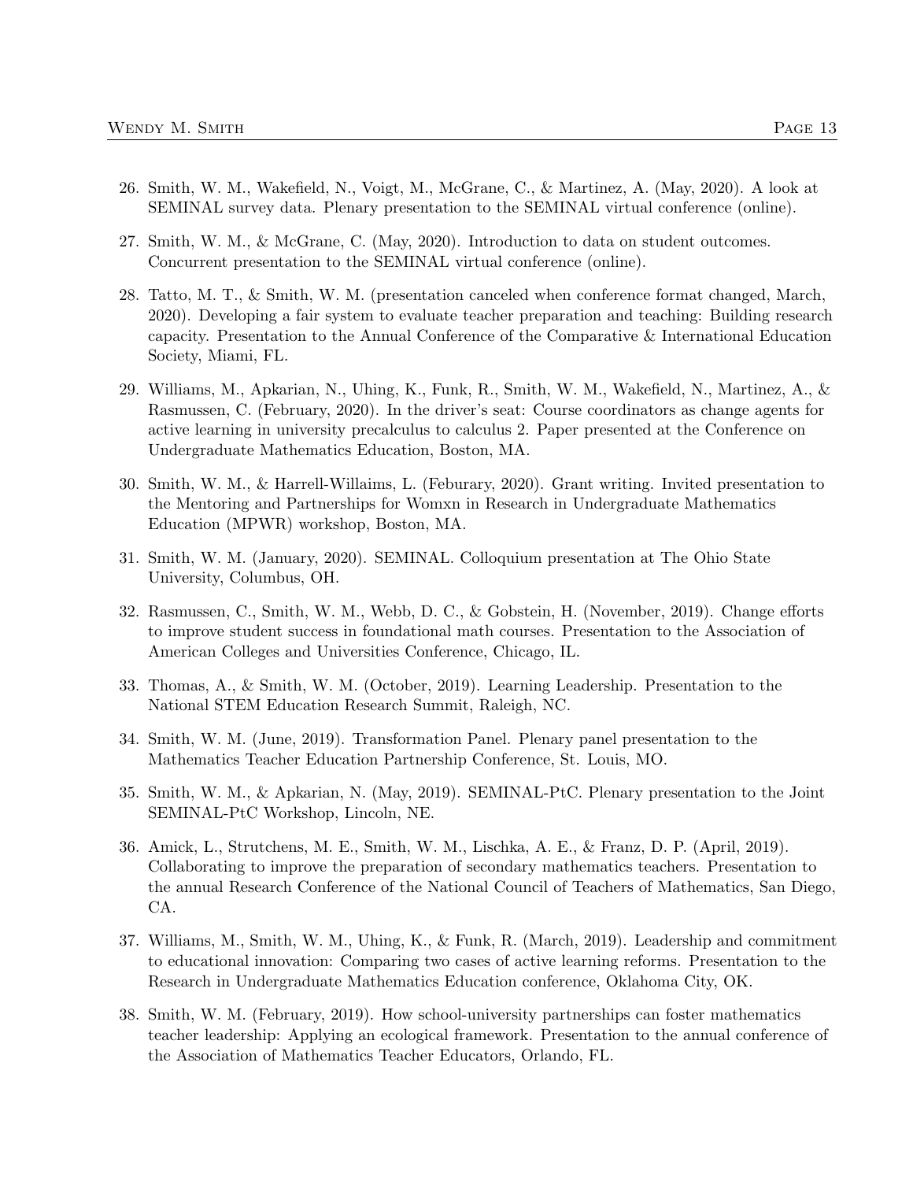26. Smith, W. M., Wakefield, N., Voigt, M., McGrane, C., & Martinez, A. (May, 2020). A look at SEMINAL survey data. Plenary presentation to the SEMINAL virtual conference (online).
27. Smith, W. M., & McGrane, C. (May, 2020). Introduction to data on student outcomes. Concurrent presentation to the SEMINAL virtual conference (online).
28. Tatto, M. T., & Smith, W. M. (presentation canceled when conference format changed, March, 2020). Developing a fair system to evaluate teacher preparation and teaching: Building research capacity. Presentation to the Annual Conference of the Comparative & International Education Society, Miami, FL.
29. Williams, M., Apkarian, N., Uhing, K., Funk, R., Smith, W. M., Wakefield, N., Martinez, A., & Rasmussen, C. (February, 2020). In the driver's seat: Course coordinators as change agents for active learning in university precalculus to calculus 2. Paper presented at the Conference on Undergraduate Mathematics Education, Boston, MA.
30. Smith, W. M., & Harrell-Willaims, L. (Feburary, 2020). Grant writing. Invited presentation to the Mentoring and Partnerships for Womxn in Research in Undergraduate Mathematics Education (MPWR) workshop, Boston, MA.
31. Smith, W. M. (January, 2020). SEMINAL. Colloquium presentation at The Ohio State University, Columbus, OH.
32. Rasmussen, C., Smith, W. M., Webb, D. C., & Gobstein, H. (November, 2019). Change efforts to improve student success in foundational math courses. Presentation to the Association of American Colleges and Universities Conference, Chicago, IL.
33. Thomas, A., & Smith, W. M. (October, 2019). Learning Leadership. Presentation to the National STEM Education Research Summit, Raleigh, NC.
34. Smith, W. M. (June, 2019). Transformation Panel. Plenary panel presentation to the Mathematics Teacher Education Partnership Conference, St. Louis, MO.
35. Smith, W. M., & Apkarian, N. (May, 2019). SEMINAL-PtC. Plenary presentation to the Joint SEMINAL-PtC Workshop, Lincoln, NE.
36. Amick, L., Strutchens, M. E., Smith, W. M., Lischka, A. E., & Franz, D. P. (April, 2019). Collaborating to improve the preparation of secondary mathematics teachers. Presentation to the annual Research Conference of the National Council of Teachers of Mathematics, San Diego, CA.
37. Williams, M., Smith, W. M., Uhing, K., & Funk, R. (March, 2019). Leadership and commitment to educational innovation: Comparing two cases of active learning reforms. Presentation to the Research in Undergraduate Mathematics Education conference, Oklahoma City, OK.
38. Smith, W. M. (February, 2019). How school-university partnerships can foster mathematics teacher leadership: Applying an ecological framework. Presentation to the annual conference of the Association of Mathematics Teacher Educators, Orlando, FL.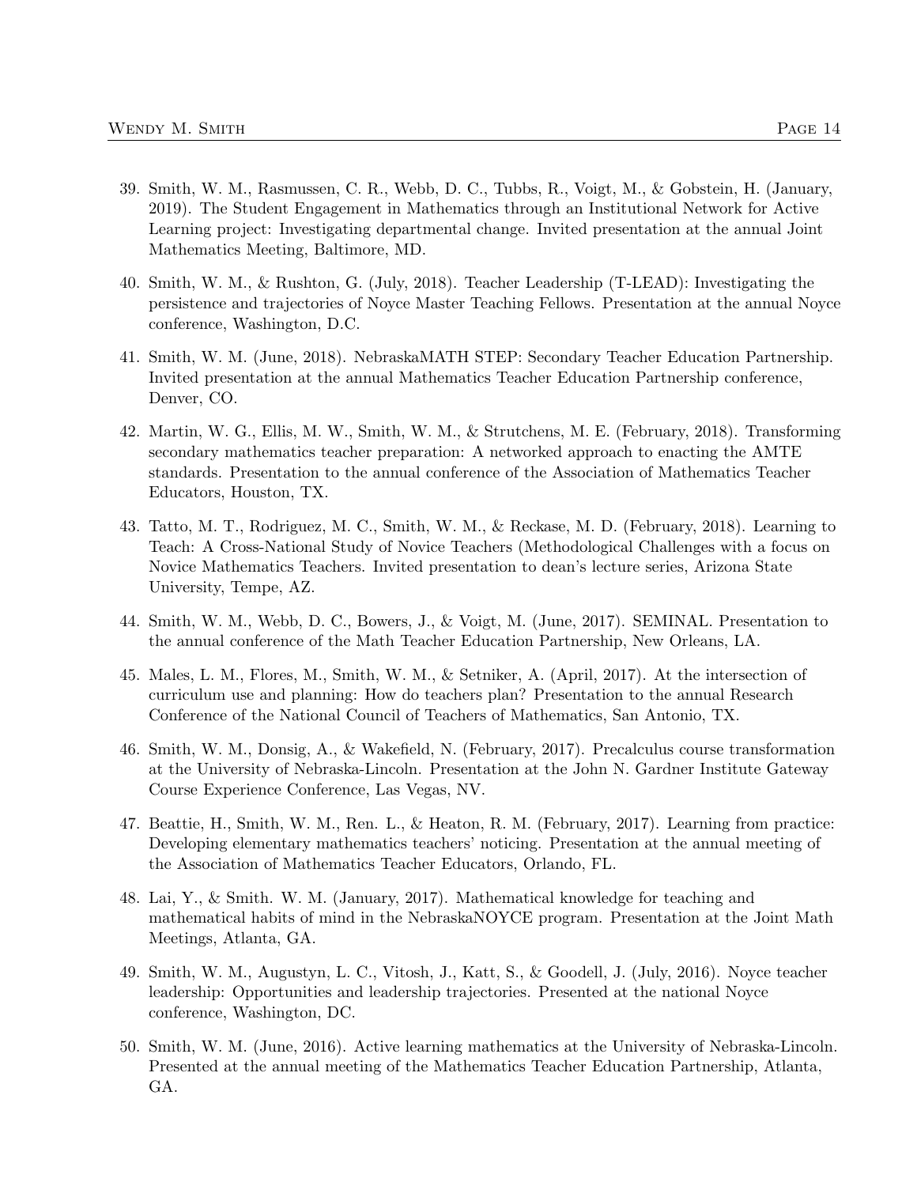39. Smith, W. M., Rasmussen, C. R., Webb, D. C., Tubbs, R., Voigt, M., & Gobstein, H. (January, 2019). The Student Engagement in Mathematics through an Institutional Network for Active Learning project: Investigating departmental change. Invited presentation at the annual Joint Mathematics Meeting, Baltimore, MD.

40. Smith, W. M., & Rushton, G. (July, 2018). Teacher Leadership (T-LEAD): Investigating the persistence and trajectories of Noyce Master Teaching Fellows. Presentation at the annual Noyce conference, Washington, D.C.

41. Smith, W. M. (June, 2018). NebraskaMATH STEP: Secondary Teacher Education Partnership. Invited presentation at the annual Mathematics Teacher Education Partnership conference, Denver, CO.

42. Martin, W. G., Ellis, M. W., Smith, W. M., & Strutchens, M. E. (February, 2018). Transforming secondary mathematics teacher preparation: A networked approach to enacting the AMTE standards. Presentation to the annual conference of the Association of Mathematics Teacher Educators, Houston, TX.

43. Tatto, M. T., Rodriguez, M. C., Smith, W. M., & Reckase, M. D. (February, 2018). Learning to Teach: A Cross-National Study of Novice Teachers (Methodological Challenges with a focus on Novice Mathematics Teachers. Invited presentation to dean's lecture series, Arizona State University, Tempe, AZ.

44. Smith, W. M., Webb, D. C., Bowers, J., & Voigt, M. (June, 2017). SEMINAL. Presentation to the annual conference of the Math Teacher Education Partnership, New Orleans, LA.

45. Males, L. M., Flores, M., Smith, W. M., & Setniker, A. (April, 2017). At the intersection of curriculum use and planning: How do teachers plan? Presentation to the annual Research Conference of the National Council of Teachers of Mathematics, San Antonio, TX.

46. Smith, W. M., Donsig, A., & Wakefield, N. (February, 2017). Precalculus course transformation at the University of Nebraska-Lincoln. Presentation at the John N. Gardner Institute Gateway Course Experience Conference, Las Vegas, NV.

47. Beattie, H., Smith, W. M., Ren. L., & Heaton, R. M. (February, 2017). Learning from practice: Developing elementary mathematics teachers' noticing. Presentation at the annual meeting of the Association of Mathematics Teacher Educators, Orlando, FL.

48. Lai, Y., & Smith. W. M. (January, 2017). Mathematical knowledge for teaching and mathematical habits of mind in the NebraskaNOYCE program. Presentation at the Joint Math Meetings, Atlanta, GA.

49. Smith, W. M., Augustyn, L. C., Vitosh, J., Katt, S., & Goodell, J. (July, 2016). Noyce teacher leadership: Opportunities and leadership trajectories. Presented at the national Noyce conference, Washington, DC.

50. Smith, W. M. (June, 2016). Active learning mathematics at the University of Nebraska-Lincoln. Presented at the annual meeting of the Mathematics Teacher Education Partnership, Atlanta, GA.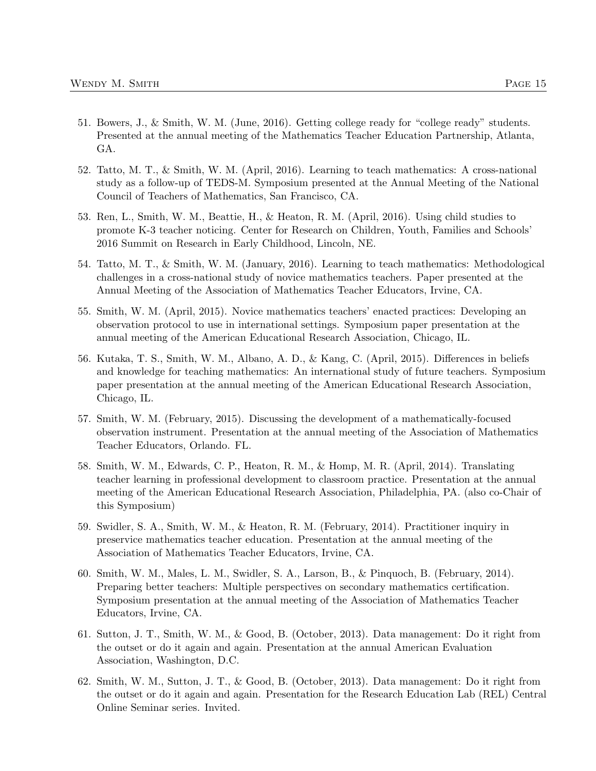51. Bowers, J., & Smith, W. M. (June, 2016). Getting college ready for "college ready" students. Presented at the annual meeting of the Mathematics Teacher Education Partnership, Atlanta, GA.

52. Tatto, M. T., & Smith, W. M. (April, 2016). Learning to teach mathematics: A cross-national study as a follow-up of TEDS-M. Symposium presented at the Annual Meeting of the National Council of Teachers of Mathematics, San Francisco, CA.

53. Ren, L., Smith, W. M., Beattie, H., & Heaton, R. M. (April, 2016). Using child studies to promote K-3 teacher noticing. Center for Research on Children, Youth, Families and Schools' 2016 Summit on Research in Early Childhood, Lincoln, NE.

54. Tatto, M. T., & Smith, W. M. (January, 2016). Learning to teach mathematics: Methodological challenges in a cross-national study of novice mathematics teachers. Paper presented at the Annual Meeting of the Association of Mathematics Teacher Educators, Irvine, CA.

55. Smith, W. M. (April, 2015). Novice mathematics teachers' enacted practices: Developing an observation protocol to use in international settings. Symposium paper presentation at the annual meeting of the American Educational Research Association, Chicago, IL.

56. Kutaka, T. S., Smith, W. M., Albano, A. D., & Kang, C. (April, 2015). Differences in beliefs and knowledge for teaching mathematics: An international study of future teachers. Symposium paper presentation at the annual meeting of the American Educational Research Association, Chicago, IL.

57. Smith, W. M. (February, 2015). Discussing the development of a mathematically-focused observation instrument. Presentation at the annual meeting of the Association of Mathematics Teacher Educators, Orlando. FL.

58. Smith, W. M., Edwards, C. P., Heaton, R. M., & Homp, M. R. (April, 2014). Translating teacher learning in professional development to classroom practice. Presentation at the annual meeting of the American Educational Research Association, Philadelphia, PA. (also co-Chair of this Symposium)

59. Swidler, S. A., Smith, W. M., & Heaton, R. M. (February, 2014). Practitioner inquiry in preservice mathematics teacher education. Presentation at the annual meeting of the Association of Mathematics Teacher Educators, Irvine, CA.

60. Smith, W. M., Males, L. M., Swidler, S. A., Larson, B., & Pinquoch, B. (February, 2014). Preparing better teachers: Multiple perspectives on secondary mathematics certification. Symposium presentation at the annual meeting of the Association of Mathematics Teacher Educators, Irvine, CA.

61. Sutton, J. T., Smith, W. M., & Good, B. (October, 2013). Data management: Do it right from the outset or do it again and again. Presentation at the annual American Evaluation Association, Washington, D.C.

62. Smith, W. M., Sutton, J. T., & Good, B. (October, 2013). Data management: Do it right from the outset or do it again and again. Presentation for the Research Education Lab (REL) Central Online Seminar series. Invited.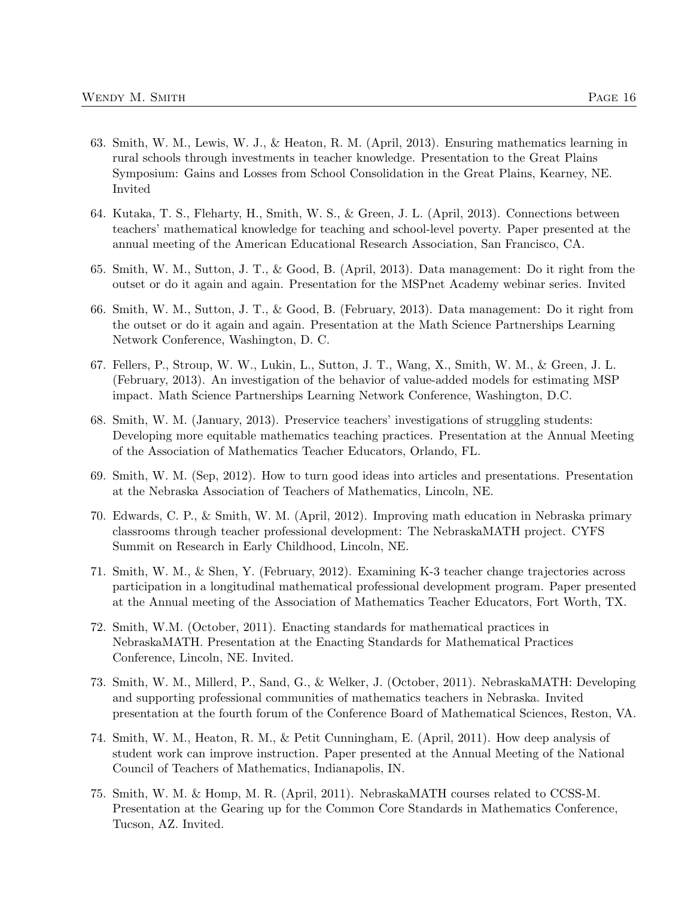63. Smith, W. M., Lewis, W. J., & Heaton, R. M. (April, 2013). Ensuring mathematics learning in rural schools through investments in teacher knowledge. Presentation to the Great Plains Symposium: Gains and Losses from School Consolidation in the Great Plains, Kearney, NE. Invited

64. Kutaka, T. S., Fleharty, H., Smith, W. S., & Green, J. L. (April, 2013). Connections between teachers' mathematical knowledge for teaching and school-level poverty. Paper presented at the annual meeting of the American Educational Research Association, San Francisco, CA.

65. Smith, W. M., Sutton, J. T., & Good, B. (April, 2013). Data management: Do it right from the outset or do it again and again. Presentation for the MSPnet Academy webinar series. Invited

66. Smith, W. M., Sutton, J. T., & Good, B. (February, 2013). Data management: Do it right from the outset or do it again and again. Presentation at the Math Science Partnerships Learning Network Conference, Washington, D. C.

67. Fellers, P., Stroup, W. W., Lukin, L., Sutton, J. T., Wang, X., Smith, W. M., & Green, J. L. (February, 2013). An investigation of the behavior of value-added models for estimating MSP impact. Math Science Partnerships Learning Network Conference, Washington, D.C.

68. Smith, W. M. (January, 2013). Preservice teachers' investigations of struggling students: Developing more equitable mathematics teaching practices. Presentation at the Annual Meeting of the Association of Mathematics Teacher Educators, Orlando, FL.

69. Smith, W. M. (Sep, 2012). How to turn good ideas into articles and presentations. Presentation at the Nebraska Association of Teachers of Mathematics, Lincoln, NE.

70. Edwards, C. P., & Smith, W. M. (April, 2012). Improving math education in Nebraska primary classrooms through teacher professional development: The NebraskaMATH project. CYFS Summit on Research in Early Childhood, Lincoln, NE.

71. Smith, W. M., & Shen, Y. (February, 2012). Examining K-3 teacher change trajectories across participation in a longitudinal mathematical professional development program. Paper presented at the Annual meeting of the Association of Mathematics Teacher Educators, Fort Worth, TX.

72. Smith, W.M. (October, 2011). Enacting standards for mathematical practices in NebraskaMATH. Presentation at the Enacting Standards for Mathematical Practices Conference, Lincoln, NE. Invited.

73. Smith, W. M., Millerd, P., Sand, G., & Welker, J. (October, 2011). NebraskaMATH: Developing and supporting professional communities of mathematics teachers in Nebraska. Invited presentation at the fourth forum of the Conference Board of Mathematical Sciences, Reston, VA.

74. Smith, W. M., Heaton, R. M., & Petit Cunningham, E. (April, 2011). How deep analysis of student work can improve instruction. Paper presented at the Annual Meeting of the National Council of Teachers of Mathematics, Indianapolis, IN.

75. Smith, W. M. & Homp, M. R. (April, 2011). NebraskaMATH courses related to CCSS-M. Presentation at the Gearing up for the Common Core Standards in Mathematics Conference, Tucson, AZ. Invited.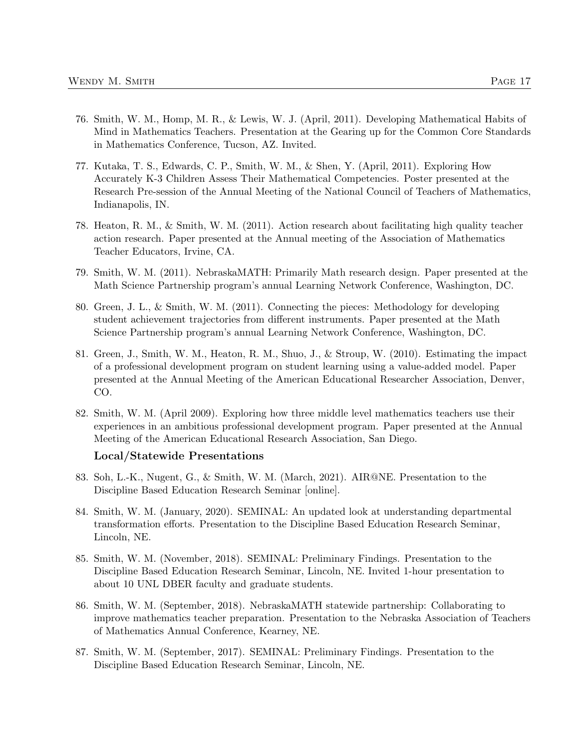76. Smith, W. M., Homp, M. R., & Lewis, W. J. (April, 2011). Developing Mathematical Habits of Mind in Mathematics Teachers. Presentation at the Gearing up for the Common Core Standards in Mathematics Conference, Tucson, AZ. Invited.

77. Kutaka, T. S., Edwards, C. P., Smith, W. M., & Shen, Y. (April, 2011). Exploring How Accurately K-3 Children Assess Their Mathematical Competencies. Poster presented at the Research Pre-session of the Annual Meeting of the National Council of Teachers of Mathematics, Indianapolis, IN.

78. Heaton, R. M., & Smith, W. M. (2011). Action research about facilitating high quality teacher action research. Paper presented at the Annual meeting of the Association of Mathematics Teacher Educators, Irvine, CA.

79. Smith, W. M. (2011). NebraskaMATH: Primarily Math research design. Paper presented at the Math Science Partnership program's annual Learning Network Conference, Washington, DC.

80. Green, J. L., & Smith, W. M. (2011). Connecting the pieces: Methodology for developing student achievement trajectories from different instruments. Paper presented at the Math Science Partnership program's annual Learning Network Conference, Washington, DC.

81. Green, J., Smith, W. M., Heaton, R. M., Shuo, J., & Stroup, W. (2010). Estimating the impact of a professional development program on student learning using a value-added model. Paper presented at the Annual Meeting of the American Educational Researcher Association, Denver, CO.

82. Smith, W. M. (April 2009). Exploring how three middle level mathematics teachers use their experiences in an ambitious professional development program. Paper presented at the Annual Meeting of the American Educational Research Association, San Diego.

**Local/Statewide Presentations**

83. Soh, L.-K., Nugent, G., & Smith, W. M. (March, 2021). AIR@NE. Presentation to the Discipline Based Education Research Seminar [online].

84. Smith, W. M. (January, 2020). SEMINAL: An updated look at understanding departmental transformation efforts. Presentation to the Discipline Based Education Research Seminar, Lincoln, NE.

85. Smith, W. M. (November, 2018). SEMINAL: Preliminary Findings. Presentation to the Discipline Based Education Research Seminar, Lincoln, NE. Invited 1-hour presentation to about 10 UNL DBER faculty and graduate students.

86. Smith, W. M. (September, 2018). NebraskaMATH statewide partnership: Collaborating to improve mathematics teacher preparation. Presentation to the Nebraska Association of Teachers of Mathematics Annual Conference, Kearney, NE.

87. Smith, W. M. (September, 2017). SEMINAL: Preliminary Findings. Presentation to the Discipline Based Education Research Seminar, Lincoln, NE.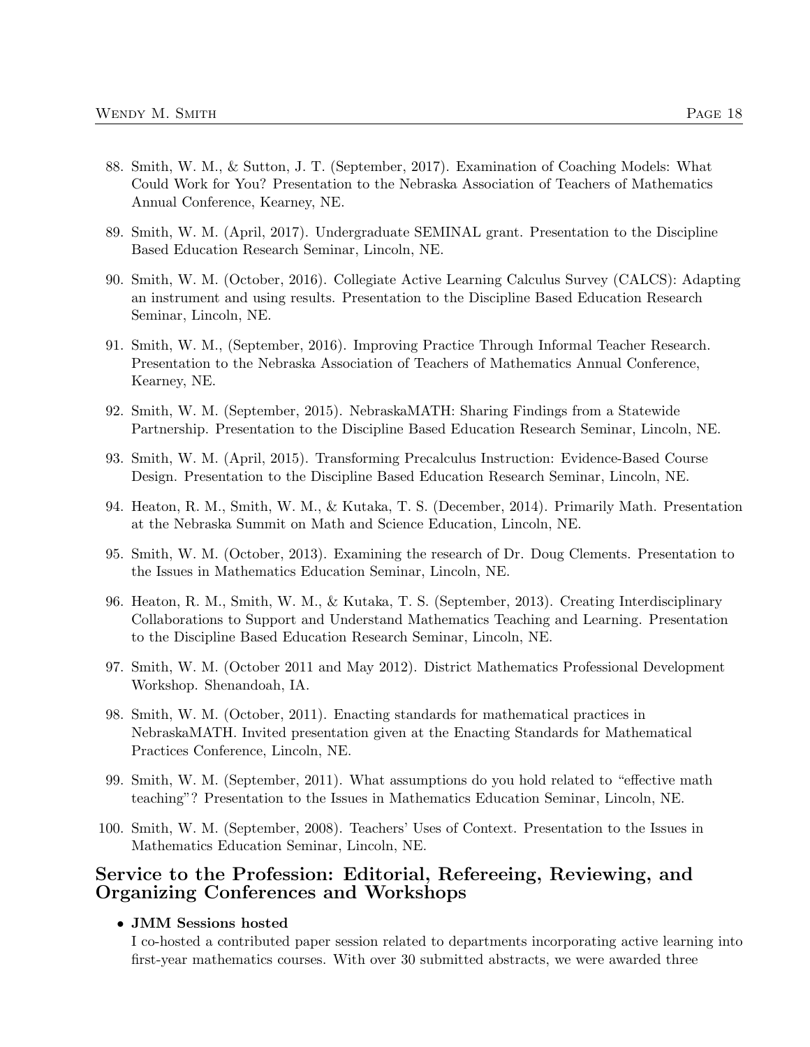88. Smith, W. M., & Sutton, J. T. (September, 2017). Examination of Coaching Models: What Could Work for You? Presentation to the Nebraska Association of Teachers of Mathematics Annual Conference, Kearney, NE.

89. Smith, W. M. (April, 2017). Undergraduate SEMINAL grant. Presentation to the Discipline Based Education Research Seminar, Lincoln, NE.

90. Smith, W. M. (October, 2016). Collegiate Active Learning Calculus Survey (CALCS): Adapting an instrument and using results. Presentation to the Discipline Based Education Research Seminar, Lincoln, NE.

91. Smith, W. M., (September, 2016). Improving Practice Through Informal Teacher Research. Presentation to the Nebraska Association of Teachers of Mathematics Annual Conference, Kearney, NE.

92. Smith, W. M. (September, 2015). NebraskaMATH: Sharing Findings from a Statewide Partnership. Presentation to the Discipline Based Education Research Seminar, Lincoln, NE.

93. Smith, W. M. (April, 2015). Transforming Precalculus Instruction: Evidence-Based Course Design. Presentation to the Discipline Based Education Research Seminar, Lincoln, NE.

94. Heaton, R. M., Smith, W. M., & Kutaka, T. S. (December, 2014). Primarily Math. Presentation at the Nebraska Summit on Math and Science Education, Lincoln, NE.

95. Smith, W. M. (October, 2013). Examining the research of Dr. Doug Clements. Presentation to the Issues in Mathematics Education Seminar, Lincoln, NE.

96. Heaton, R. M., Smith, W. M., & Kutaka, T. S. (September, 2013). Creating Interdisciplinary Collaborations to Support and Understand Mathematics Teaching and Learning. Presentation to the Discipline Based Education Research Seminar, Lincoln, NE.

97. Smith, W. M. (October 2011 and May 2012). District Mathematics Professional Development Workshop. Shenandoah, IA.

98. Smith, W. M. (October, 2011). Enacting standards for mathematical practices in NebraskaMATH. Invited presentation given at the Enacting Standards for Mathematical Practices Conference, Lincoln, NE.

99. Smith, W. M. (September, 2011). What assumptions do you hold related to "effective math teaching"? Presentation to the Issues in Mathematics Education Seminar, Lincoln, NE.

100. Smith, W. M. (September, 2008). Teachers' Uses of Context. Presentation to the Issues in Mathematics Education Seminar, Lincoln, NE.

## Service to the Profession: Editorial, Refereeing, Reviewing, and Organizing Conferences and Workshops

- **JMM Sessions hosted**
  I co-hosted a contributed paper session related to departments incorporating active learning into first-year mathematics courses. With over 30 submitted abstracts, we were awarded three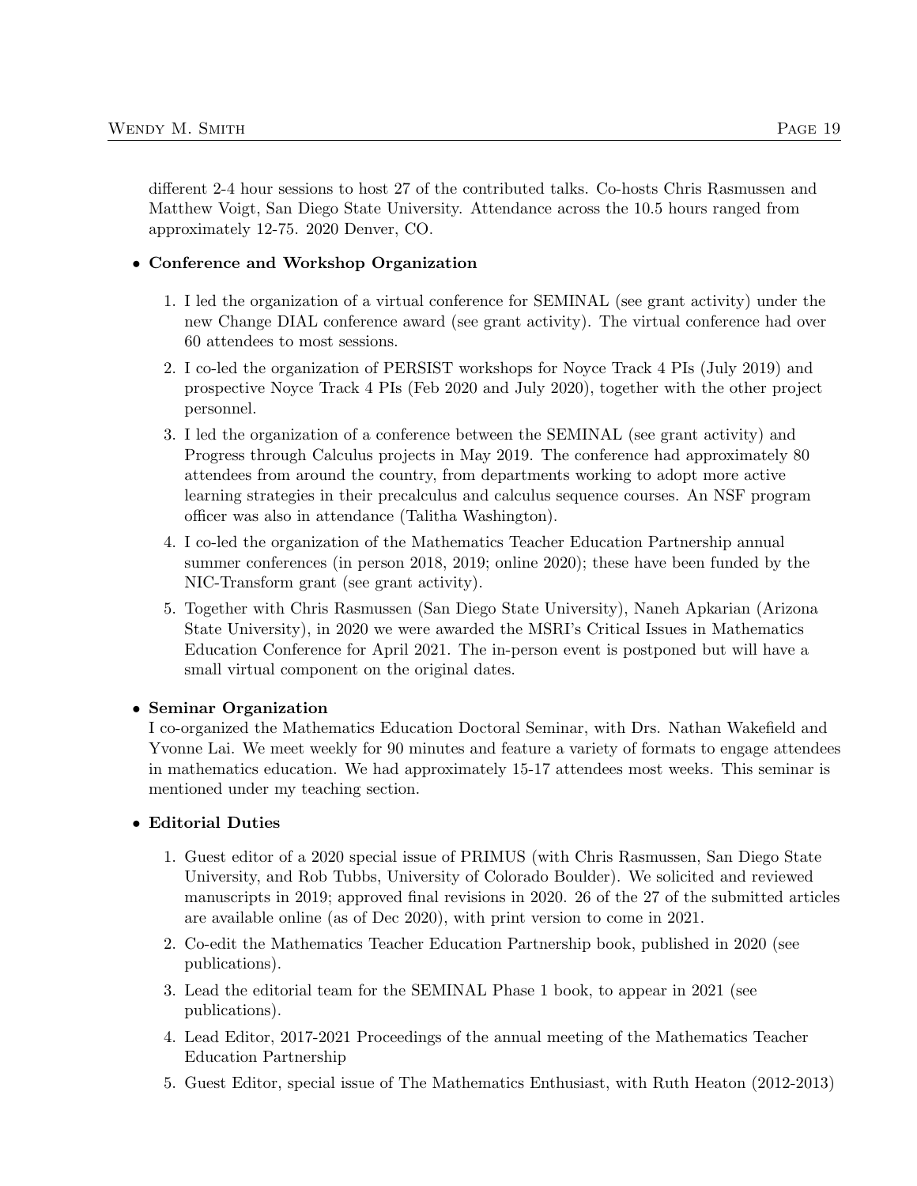different 2-4 hour sessions to host 27 of the contributed talks. Co-hosts Chris Rasmussen and Matthew Voigt, San Diego State University. Attendance across the 10.5 hours ranged from approximately 12-75. 2020 Denver, CO.

- **Conference and Workshop Organization**

  1. I led the organization of a virtual conference for SEMINAL (see grant activity) under the new Change DIAL conference award (see grant activity). The virtual conference had over 60 attendees to most sessions.
  2. I co-led the organization of PERSIST workshops for Noyce Track 4 PIs (July 2019) and prospective Noyce Track 4 PIs (Feb 2020 and July 2020), together with the other project personnel.
  3. I led the organization of a conference between the SEMINAL (see grant activity) and Progress through Calculus projects in May 2019. The conference had approximately 80 attendees from around the country, from departments working to adopt more active learning strategies in their precalculus and calculus sequence courses. An NSF program officer was also in attendance (Talitha Washington).
  4. I co-led the organization of the Mathematics Teacher Education Partnership annual summer conferences (in person 2018, 2019; online 2020); these have been funded by the NIC-Transform grant (see grant activity).
  5. Together with Chris Rasmussen (San Diego State University), Naneh Apkarian (Arizona State University), in 2020 we were awarded the MSRI's Critical Issues in Mathematics Education Conference for April 2021. The in-person event is postponed but will have a small virtual component on the original dates.

- **Seminar Organization**
  I co-organized the Mathematics Education Doctoral Seminar, with Drs. Nathan Wakefield and Yvonne Lai. We meet weekly for 90 minutes and feature a variety of formats to engage attendees in mathematics education. We had approximately 15-17 attendees most weeks. This seminar is mentioned under my teaching section.

- **Editorial Duties**

  1. Guest editor of a 2020 special issue of PRIMUS (with Chris Rasmussen, San Diego State University, and Rob Tubbs, University of Colorado Boulder). We solicited and reviewed manuscripts in 2019; approved final revisions in 2020. 26 of the 27 of the submitted articles are available online (as of Dec 2020), with print version to come in 2021.
  2. Co-edit the Mathematics Teacher Education Partnership book, published in 2020 (see publications).
  3. Lead the editorial team for the SEMINAL Phase 1 book, to appear in 2021 (see publications).
  4. Lead Editor, 2017-2021 Proceedings of the annual meeting of the Mathematics Teacher Education Partnership
  5. Guest Editor, special issue of The Mathematics Enthusiast, with Ruth Heaton (2012-2013)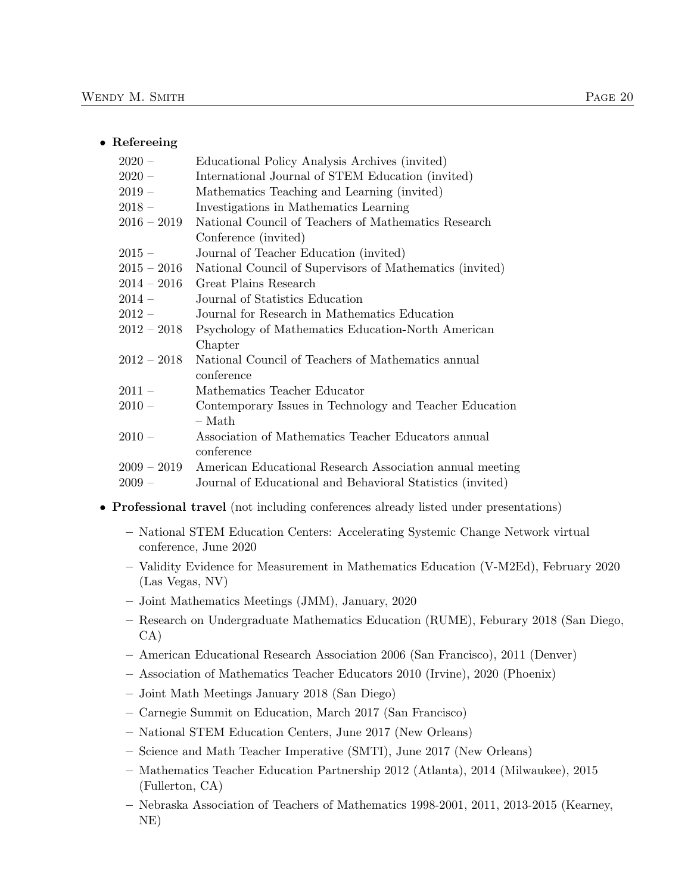- **Refereeing**

| | |
|---|---|
| 2020 – | Educational Policy Analysis Archives (invited) |
| 2020 – | International Journal of STEM Education (invited) |
| 2019 – | Mathematics Teaching and Learning (invited) |
| 2018 – | Investigations in Mathematics Learning |
| 2016 – 2019 | National Council of Teachers of Mathematics Research Conference (invited) |
| 2015 – | Journal of Teacher Education (invited) |
| 2015 – 2016 | National Council of Supervisors of Mathematics (invited) |
| 2014 – 2016 | Great Plains Research |
| 2014 – | Journal of Statistics Education |
| 2012 – | Journal for Research in Mathematics Education |
| 2012 – 2018 | Psychology of Mathematics Education-North American Chapter |
| 2012 – 2018 | National Council of Teachers of Mathematics annual conference |
| 2011 – | Mathematics Teacher Educator |
| 2010 – | Contemporary Issues in Technology and Teacher Education – Math |
| 2010 – | Association of Mathematics Teacher Educators annual conference |
| 2009 – 2019 | American Educational Research Association annual meeting |
| 2009 – | Journal of Educational and Behavioral Statistics (invited) |

- **Professional travel** (not including conferences already listed under presentations)
  - National STEM Education Centers: Accelerating Systemic Change Network virtual conference, June 2020
  - Validity Evidence for Measurement in Mathematics Education (V-M2Ed), February 2020 (Las Vegas, NV)
  - Joint Mathematics Meetings (JMM), January, 2020
  - Research on Undergraduate Mathematics Education (RUME), Feburary 2018 (San Diego, CA)
  - American Educational Research Association 2006 (San Francisco), 2011 (Denver)
  - Association of Mathematics Teacher Educators 2010 (Irvine), 2020 (Phoenix)
  - Joint Math Meetings January 2018 (San Diego)
  - Carnegie Summit on Education, March 2017 (San Francisco)
  - National STEM Education Centers, June 2017 (New Orleans)
  - Science and Math Teacher Imperative (SMTI), June 2017 (New Orleans)
  - Mathematics Teacher Education Partnership 2012 (Atlanta), 2014 (Milwaukee), 2015 (Fullerton, CA)
  - Nebraska Association of Teachers of Mathematics 1998-2001, 2011, 2013-2015 (Kearney, NE)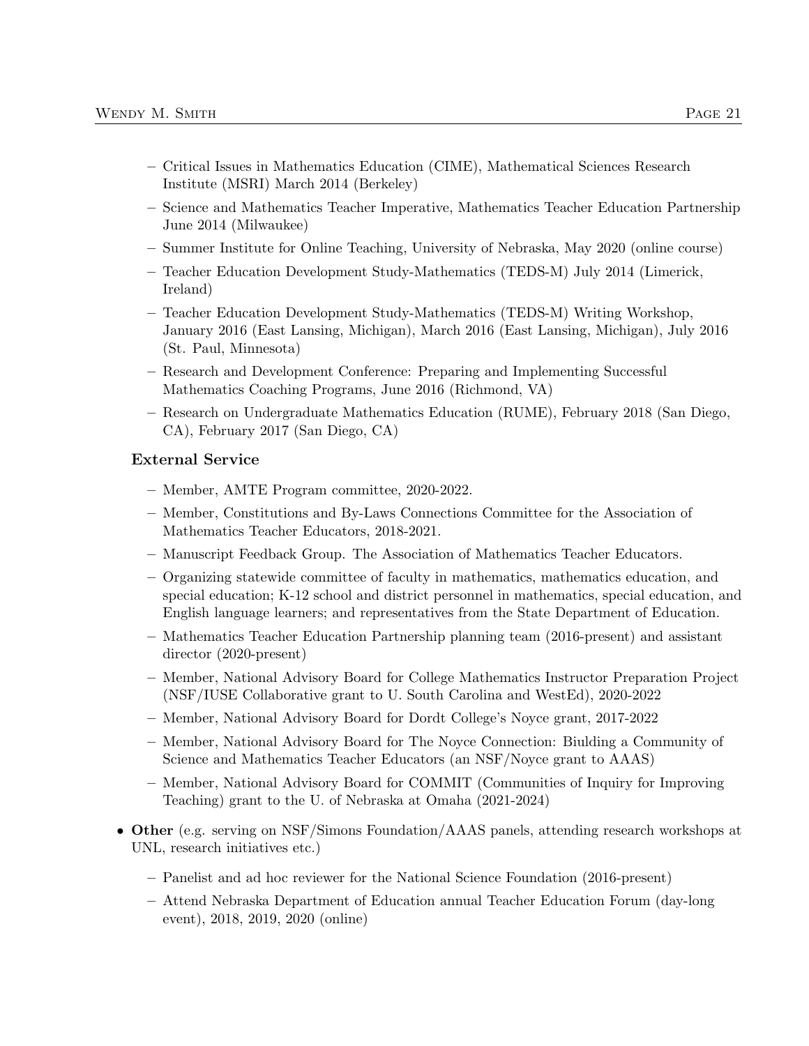- Critical Issues in Mathematics Education (CIME), Mathematical Sciences Research Institute (MSRI) March 2014 (Berkeley)
- Science and Mathematics Teacher Imperative, Mathematics Teacher Education Partnership June 2014 (Milwaukee)
- Summer Institute for Online Teaching, University of Nebraska, May 2020 (online course)
- Teacher Education Development Study-Mathematics (TEDS-M) July 2014 (Limerick, Ireland)
- Teacher Education Development Study-Mathematics (TEDS-M) Writing Workshop, January 2016 (East Lansing, Michigan), March 2016 (East Lansing, Michigan), July 2016 (St. Paul, Minnesota)
- Research and Development Conference: Preparing and Implementing Successful Mathematics Coaching Programs, June 2016 (Richmond, VA)
- Research on Undergraduate Mathematics Education (RUME), February 2018 (San Diego, CA), February 2017 (San Diego, CA)

**External Service**

- Member, AMTE Program committee, 2020-2022.
- Member, Constitutions and By-Laws Connections Committee for the Association of Mathematics Teacher Educators, 2018-2021.
- Manuscript Feedback Group. The Association of Mathematics Teacher Educators.
- Organizing statewide committee of faculty in mathematics, mathematics education, and special education; K-12 school and district personnel in mathematics, special education, and English language learners; and representatives from the State Department of Education.
- Mathematics Teacher Education Partnership planning team (2016-present) and assistant director (2020-present)
- Member, National Advisory Board for College Mathematics Instructor Preparation Project (NSF/IUSE Collaborative grant to U. South Carolina and WestEd), 2020-2022
- Member, National Advisory Board for Dordt College's Noyce grant, 2017-2022
- Member, National Advisory Board for The Noyce Connection: Biulding a Community of Science and Mathematics Teacher Educators (an NSF/Noyce grant to AAAS)
- Member, National Advisory Board for COMMIT (Communities of Inquiry for Improving Teaching) grant to the U. of Nebraska at Omaha (2021-2024)

- **Other** (e.g. serving on NSF/Simons Foundation/AAAS panels, attending research workshops at UNL, research initiatives etc.)
  - Panelist and ad hoc reviewer for the National Science Foundation (2016-present)
  - Attend Nebraska Department of Education annual Teacher Education Forum (day-long event), 2018, 2019, 2020 (online)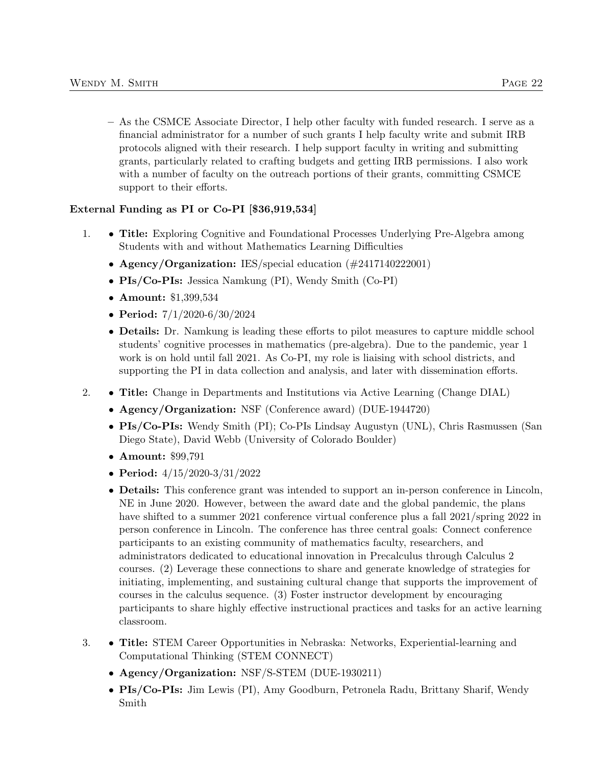- As the CSMCE Associate Director, I help other faculty with funded research. I serve as a financial administrator for a number of such grants I help faculty write and submit IRB protocols aligned with their research. I help support faculty in writing and submitting grants, particularly related to crafting budgets and getting IRB permissions. I also work with a number of faculty on the outreach portions of their grants, committing CSMCE support to their efforts.

**External Funding as PI or Co-PI [$36,919,534]**

1. - **Title:** Exploring Cognitive and Foundational Processes Underlying Pre-Algebra among Students with and without Mathematics Learning Difficulties
   - **Agency/Organization:** IES/special education (#2417140222001)
   - **PIs/Co-PIs:** Jessica Namkung (PI), Wendy Smith (Co-PI)
   - **Amount:** $1,399,534
   - **Period:** 7/1/2020-6/30/2024
   - **Details:** Dr. Namkung is leading these efforts to pilot measures to capture middle school students' cognitive processes in mathematics (pre-algebra). Due to the pandemic, year 1 work is on hold until fall 2021. As Co-PI, my role is liaising with school districts, and supporting the PI in data collection and analysis, and later with dissemination efforts.

2. - **Title:** Change in Departments and Institutions via Active Learning (Change DIAL)
   - **Agency/Organization:** NSF (Conference award) (DUE-1944720)
   - **PIs/Co-PIs:** Wendy Smith (PI); Co-PIs Lindsay Augustyn (UNL), Chris Rasmussen (San Diego State), David Webb (University of Colorado Boulder)
   - **Amount:** $99,791
   - **Period:** 4/15/2020-3/31/2022
   - **Details:** This conference grant was intended to support an in-person conference in Lincoln, NE in June 2020. However, between the award date and the global pandemic, the plans have shifted to a summer 2021 conference virtual conference plus a fall 2021/spring 2022 in person conference in Lincoln. The conference has three central goals: Connect conference participants to an existing community of mathematics faculty, researchers, and administrators dedicated to educational innovation in Precalculus through Calculus 2 courses. (2) Leverage these connections to share and generate knowledge of strategies for initiating, implementing, and sustaining cultural change that supports the improvement of courses in the calculus sequence. (3) Foster instructor development by encouraging participants to share highly effective instructional practices and tasks for an active learning classroom.

3. - **Title:** STEM Career Opportunities in Nebraska: Networks, Experiential-learning and Computational Thinking (STEM CONNECT)
   - **Agency/Organization:** NSF/S-STEM (DUE-1930211)
   - **PIs/Co-PIs:** Jim Lewis (PI), Amy Goodburn, Petronela Radu, Brittany Sharif, Wendy Smith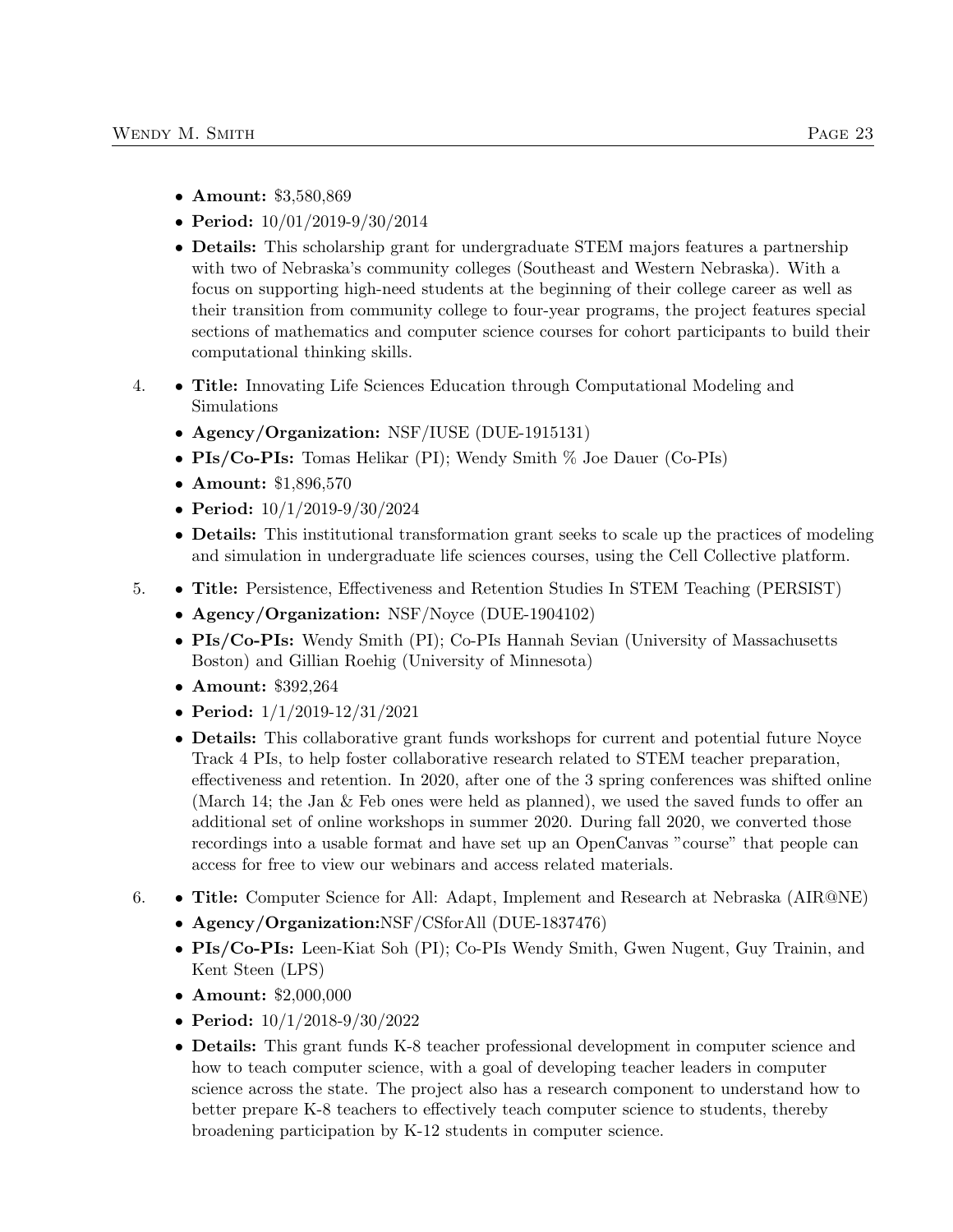- **Amount:** $3,580,869
- **Period:** 10/01/2019-9/30/2014
- **Details:** This scholarship grant for undergraduate STEM majors features a partnership with two of Nebraska's community colleges (Southeast and Western Nebraska). With a focus on supporting high-need students at the beginning of their college career as well as their transition from community college to four-year programs, the project features special sections of mathematics and computer science courses for cohort participants to build their computational thinking skills.

4. - **Title:** Innovating Life Sciences Education through Computational Modeling and Simulations
   - **Agency/Organization:** NSF/IUSE (DUE-1915131)
   - **PIs/Co-PIs:** Tomas Helikar (PI); Wendy Smith % Joe Dauer (Co-PIs)
   - **Amount:** $1,896,570
   - **Period:** 10/1/2019-9/30/2024
   - **Details:** This institutional transformation grant seeks to scale up the practices of modeling and simulation in undergraduate life sciences courses, using the Cell Collective platform.

5. - **Title:** Persistence, Effectiveness and Retention Studies In STEM Teaching (PERSIST)
   - **Agency/Organization:** NSF/Noyce (DUE-1904102)
   - **PIs/Co-PIs:** Wendy Smith (PI); Co-PIs Hannah Sevian (University of Massachusetts Boston) and Gillian Roehig (University of Minnesota)
   - **Amount:** $392,264
   - **Period:** 1/1/2019-12/31/2021
   - **Details:** This collaborative grant funds workshops for current and potential future Noyce Track 4 PIs, to help foster collaborative research related to STEM teacher preparation, effectiveness and retention. In 2020, after one of the 3 spring conferences was shifted online (March 14; the Jan & Feb ones were held as planned), we used the saved funds to offer an additional set of online workshops in summer 2020. During fall 2020, we converted those recordings into a usable format and have set up an OpenCanvas "course" that people can access for free to view our webinars and access related materials.

6. - **Title:** Computer Science for All: Adapt, Implement and Research at Nebraska (AIR@NE)
   - **Agency/Organization:**NSF/CSforAll (DUE-1837476)
   - **PIs/Co-PIs:** Leen-Kiat Soh (PI); Co-PIs Wendy Smith, Gwen Nugent, Guy Trainin, and Kent Steen (LPS)
   - **Amount:** $2,000,000
   - **Period:** 10/1/2018-9/30/2022
   - **Details:** This grant funds K-8 teacher professional development in computer science and how to teach computer science, with a goal of developing teacher leaders in computer science across the state. The project also has a research component to understand how to better prepare K-8 teachers to effectively teach computer science to students, thereby broadening participation by K-12 students in computer science.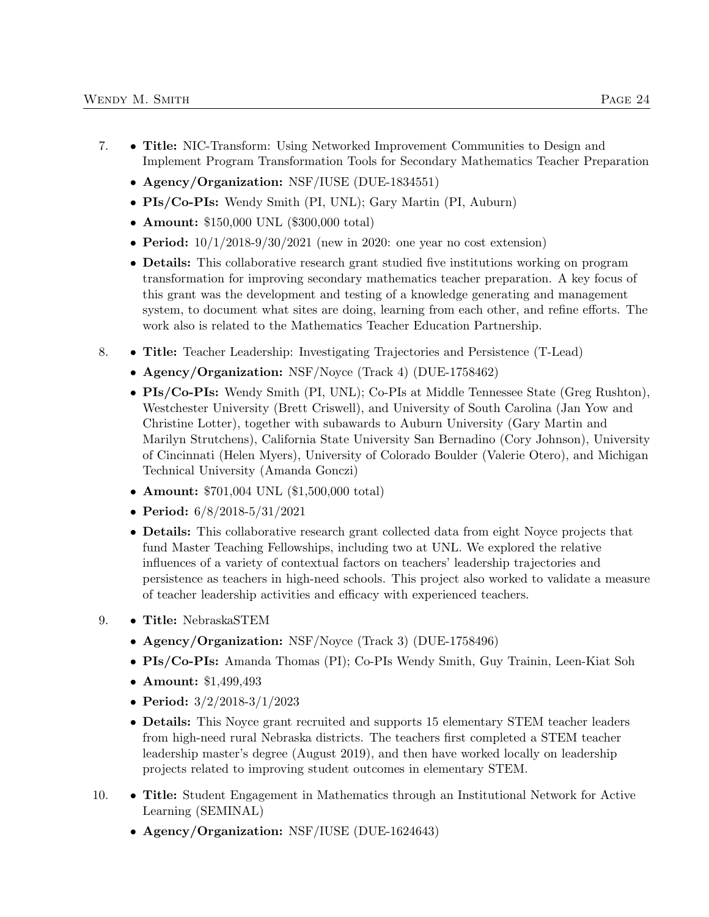7. - **Title:** NIC-Transform: Using Networked Improvement Communities to Design and Implement Program Transformation Tools for Secondary Mathematics Teacher Preparation
   - **Agency/Organization:** NSF/IUSE (DUE-1834551)
   - **PIs/Co-PIs:** Wendy Smith (PI, UNL); Gary Martin (PI, Auburn)
   - **Amount:** $150,000 UNL ($300,000 total)
   - **Period:** 10/1/2018-9/30/2021 (new in 2020: one year no cost extension)
   - **Details:** This collaborative research grant studied five institutions working on program transformation for improving secondary mathematics teacher preparation. A key focus of this grant was the development and testing of a knowledge generating and management system, to document what sites are doing, learning from each other, and refine efforts. The work also is related to the Mathematics Teacher Education Partnership.

8. - **Title:** Teacher Leadership: Investigating Trajectories and Persistence (T-Lead)
   - **Agency/Organization:** NSF/Noyce (Track 4) (DUE-1758462)
   - **PIs/Co-PIs:** Wendy Smith (PI, UNL); Co-PIs at Middle Tennessee State (Greg Rushton), Westchester University (Brett Criswell), and University of South Carolina (Jan Yow and Christine Lotter), together with subawards to Auburn University (Gary Martin and Marilyn Strutchens), California State University San Bernadino (Cory Johnson), University of Cincinnati (Helen Myers), University of Colorado Boulder (Valerie Otero), and Michigan Technical University (Amanda Gonczi)
   - **Amount:** $701,004 UNL ($1,500,000 total)
   - **Period:** 6/8/2018-5/31/2021
   - **Details:** This collaborative research grant collected data from eight Noyce projects that fund Master Teaching Fellowships, including two at UNL. We explored the relative influences of a variety of contextual factors on teachers' leadership trajectories and persistence as teachers in high-need schools. This project also worked to validate a measure of teacher leadership activities and efficacy with experienced teachers.

9. - **Title:** NebraskaSTEM
   - **Agency/Organization:** NSF/Noyce (Track 3) (DUE-1758496)
   - **PIs/Co-PIs:** Amanda Thomas (PI); Co-PIs Wendy Smith, Guy Trainin, Leen-Kiat Soh
   - **Amount:** $1,499,493
   - **Period:** 3/2/2018-3/1/2023
   - **Details:** This Noyce grant recruited and supports 15 elementary STEM teacher leaders from high-need rural Nebraska districts. The teachers first completed a STEM teacher leadership master's degree (August 2019), and then have worked locally on leadership projects related to improving student outcomes in elementary STEM.

10. - **Title:** Student Engagement in Mathematics through an Institutional Network for Active Learning (SEMINAL)
    - **Agency/Organization:** NSF/IUSE (DUE-1624643)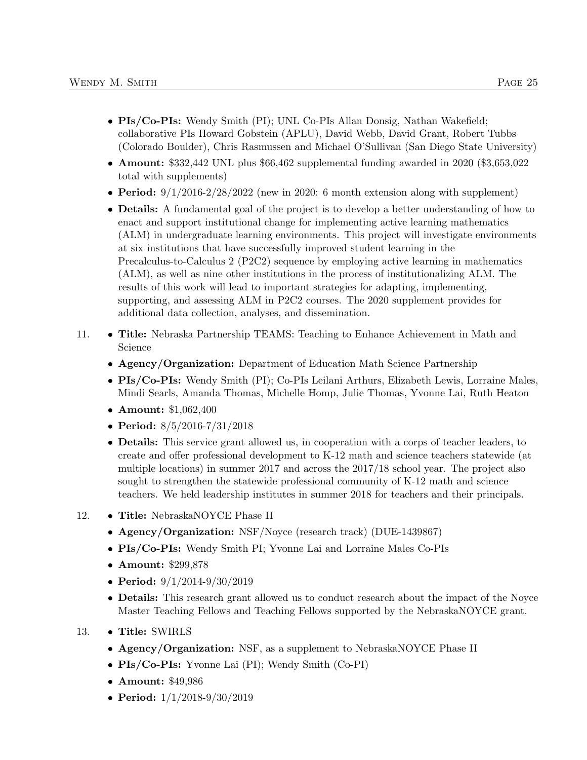- **PIs/Co-PIs:** Wendy Smith (PI); UNL Co-PIs Allan Donsig, Nathan Wakefield; collaborative PIs Howard Gobstein (APLU), David Webb, David Grant, Robert Tubbs (Colorado Boulder), Chris Rasmussen and Michael O'Sullivan (San Diego State University)
- **Amount:** $332,442 UNL plus $66,462 supplemental funding awarded in 2020 ($3,653,022 total with supplements)
- **Period:** 9/1/2016-2/28/2022 (new in 2020: 6 month extension along with supplement)
- **Details:** A fundamental goal of the project is to develop a better understanding of how to enact and support institutional change for implementing active learning mathematics (ALM) in undergraduate learning environments. This project will investigate environments at six institutions that have successfully improved student learning in the Precalculus-to-Calculus 2 (P2C2) sequence by employing active learning in mathematics (ALM), as well as nine other institutions in the process of institutionalizing ALM. The results of this work will lead to important strategies for adapting, implementing, supporting, and assessing ALM in P2C2 courses. The 2020 supplement provides for additional data collection, analyses, and dissemination.

11. - **Title:** Nebraska Partnership TEAMS: Teaching to Enhance Achievement in Math and Science
    - **Agency/Organization:** Department of Education Math Science Partnership
    - **PIs/Co-PIs:** Wendy Smith (PI); Co-PIs Leilani Arthurs, Elizabeth Lewis, Lorraine Males, Mindi Searls, Amanda Thomas, Michelle Homp, Julie Thomas, Yvonne Lai, Ruth Heaton
    - **Amount:** $1,062,400
    - **Period:** 8/5/2016-7/31/2018
    - **Details:** This service grant allowed us, in cooperation with a corps of teacher leaders, to create and offer professional development to K-12 math and science teachers statewide (at multiple locations) in summer 2017 and across the 2017/18 school year. The project also sought to strengthen the statewide professional community of K-12 math and science teachers. We held leadership institutes in summer 2018 for teachers and their principals.

12. - **Title:** NebraskaNOYCE Phase II
    - **Agency/Organization:** NSF/Noyce (research track) (DUE-1439867)
    - **PIs/Co-PIs:** Wendy Smith PI; Yvonne Lai and Lorraine Males Co-PIs
    - **Amount:** $299,878
    - **Period:** 9/1/2014-9/30/2019
    - **Details:** This research grant allowed us to conduct research about the impact of the Noyce Master Teaching Fellows and Teaching Fellows supported by the NebraskaNOYCE grant.

13. - **Title:** SWIRLS
    - **Agency/Organization:** NSF, as a supplement to NebraskaNOYCE Phase II
    - **PIs/Co-PIs:** Yvonne Lai (PI); Wendy Smith (Co-PI)
    - **Amount:** $49,986
    - **Period:** 1/1/2018-9/30/2019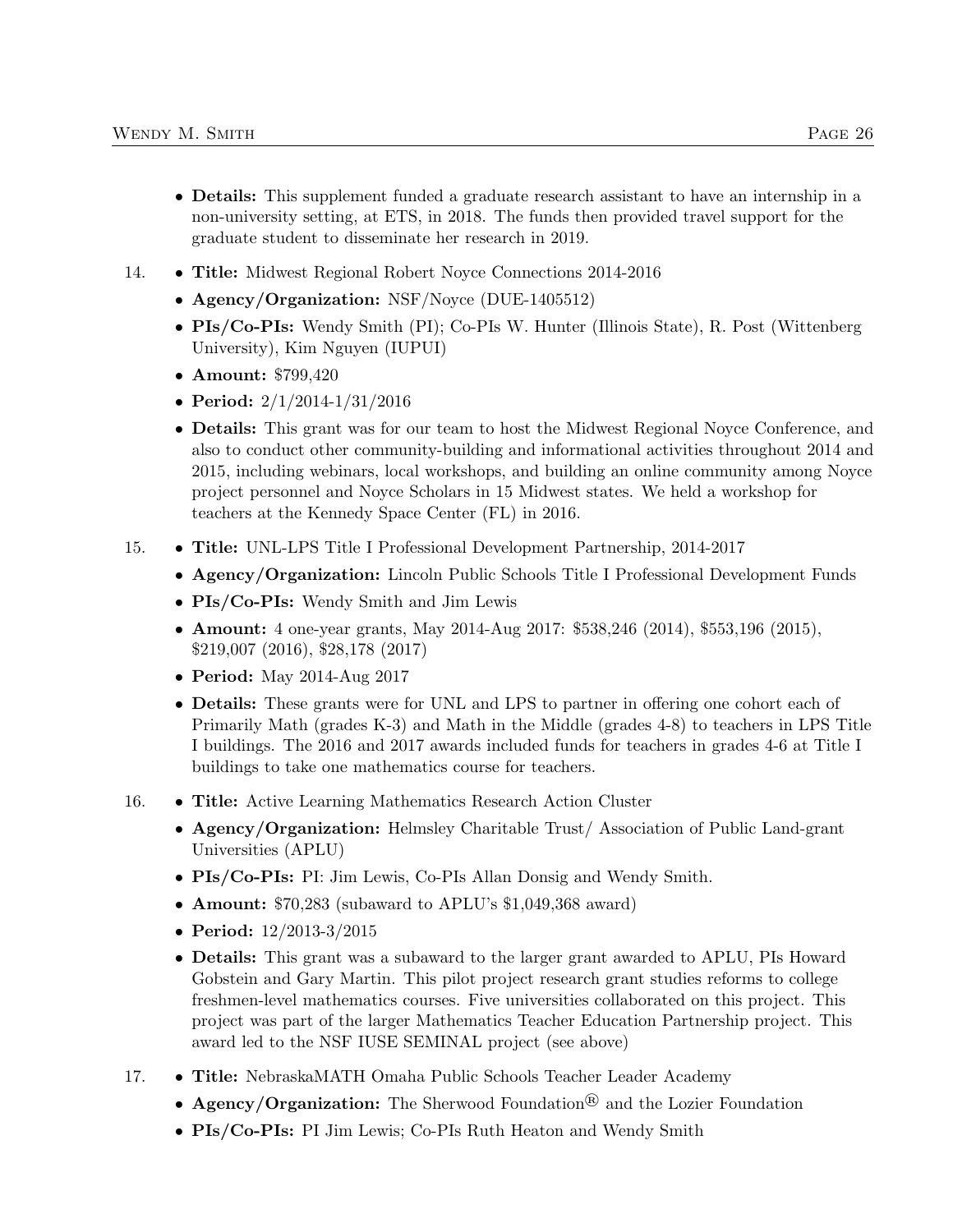- **Details:** This supplement funded a graduate research assistant to have an internship in a non-university setting, at ETS, in 2018. The funds then provided travel support for the graduate student to disseminate her research in 2019.

14. 
   - **Title:** Midwest Regional Robert Noyce Connections 2014-2016
   - **Agency/Organization:** NSF/Noyce (DUE-1405512)
   - **PIs/Co-PIs:** Wendy Smith (PI); Co-PIs W. Hunter (Illinois State), R. Post (Wittenberg University), Kim Nguyen (IUPUI)
   - **Amount:** $799,420
   - **Period:** 2/1/2014-1/31/2016
   - **Details:** This grant was for our team to host the Midwest Regional Noyce Conference, and also to conduct other community-building and informational activities throughout 2014 and 2015, including webinars, local workshops, and building an online community among Noyce project personnel and Noyce Scholars in 15 Midwest states. We held a workshop for teachers at the Kennedy Space Center (FL) in 2016.

15. 
   - **Title:** UNL-LPS Title I Professional Development Partnership, 2014-2017
   - **Agency/Organization:** Lincoln Public Schools Title I Professional Development Funds
   - **PIs/Co-PIs:** Wendy Smith and Jim Lewis
   - **Amount:** 4 one-year grants, May 2014-Aug 2017: $538,246 (2014), $553,196 (2015), $219,007 (2016), $28,178 (2017)
   - **Period:** May 2014-Aug 2017
   - **Details:** These grants were for UNL and LPS to partner in offering one cohort each of Primarily Math (grades K-3) and Math in the Middle (grades 4-8) to teachers in LPS Title I buildings. The 2016 and 2017 awards included funds for teachers in grades 4-6 at Title I buildings to take one mathematics course for teachers.

16. 
   - **Title:** Active Learning Mathematics Research Action Cluster
   - **Agency/Organization:** Helmsley Charitable Trust/ Association of Public Land-grant Universities (APLU)
   - **PIs/Co-PIs:** PI: Jim Lewis, Co-PIs Allan Donsig and Wendy Smith.
   - **Amount:** $70,283 (subaward to APLU's $1,049,368 award)
   - **Period:** 12/2013-3/2015
   - **Details:** This grant was a subaward to the larger grant awarded to APLU, PIs Howard Gobstein and Gary Martin. This pilot project research grant studies reforms to college freshmen-level mathematics courses. Five universities collaborated on this project. This project was part of the larger Mathematics Teacher Education Partnership project. This award led to the NSF IUSE SEMINAL project (see above)

17. 
   - **Title:** NebraskaMATH Omaha Public Schools Teacher Leader Academy
   - **Agency/Organization:** The Sherwood Foundation® and the Lozier Foundation
   - **PIs/Co-PIs:** PI Jim Lewis; Co-PIs Ruth Heaton and Wendy Smith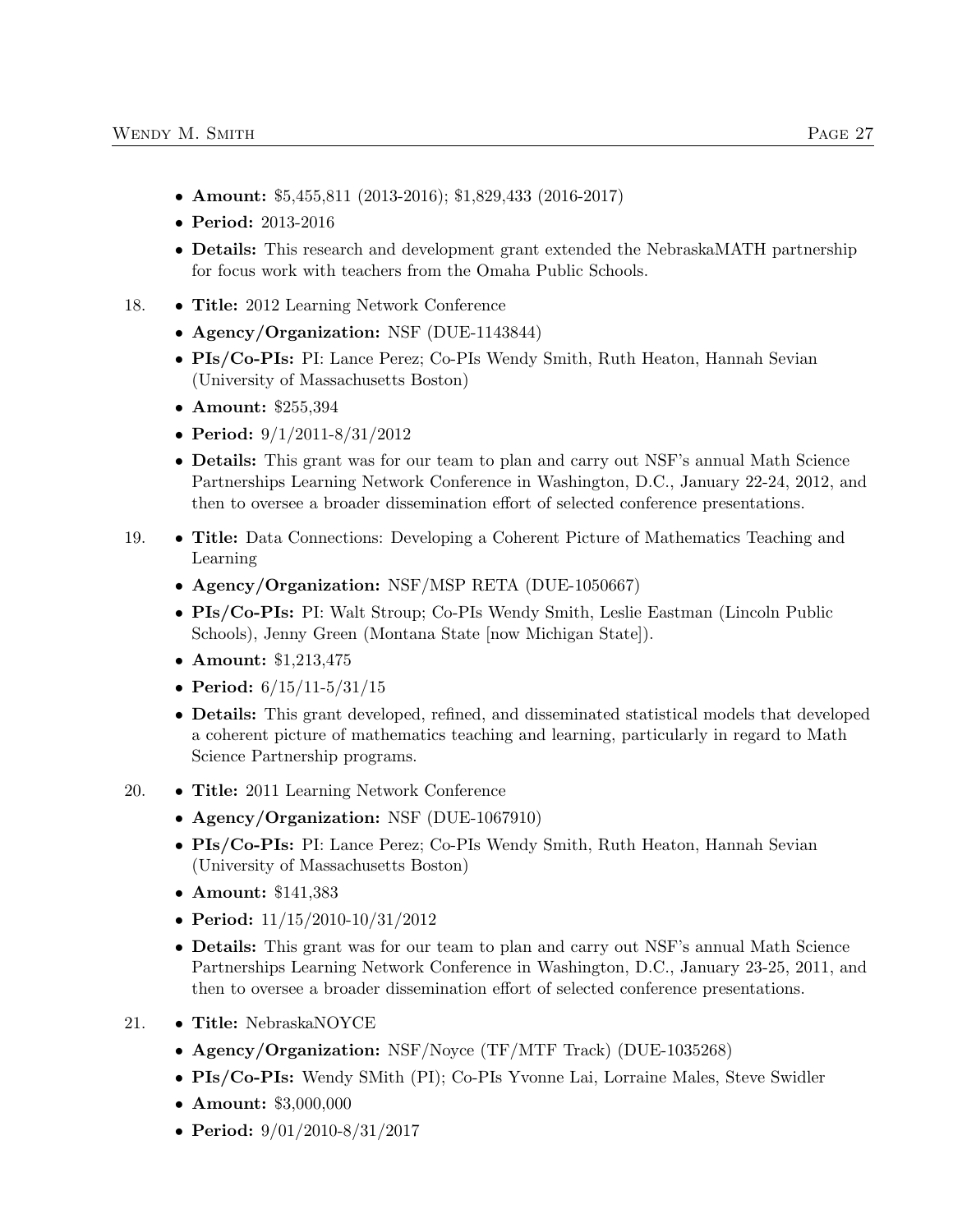- **Amount:** $5,455,811 (2013-2016); $1,829,433 (2016-2017)
- **Period:** 2013-2016
- **Details:** This research and development grant extended the NebraskaMATH partnership for focus work with teachers from the Omaha Public Schools.

18.
- **Title:** 2012 Learning Network Conference
- **Agency/Organization:** NSF (DUE-1143844)
- **PIs/Co-PIs:** PI: Lance Perez; Co-PIs Wendy Smith, Ruth Heaton, Hannah Sevian (University of Massachusetts Boston)
- **Amount:** $255,394
- **Period:** 9/1/2011-8/31/2012
- **Details:** This grant was for our team to plan and carry out NSF's annual Math Science Partnerships Learning Network Conference in Washington, D.C., January 22-24, 2012, and then to oversee a broader dissemination effort of selected conference presentations.

19.
- **Title:** Data Connections: Developing a Coherent Picture of Mathematics Teaching and Learning
- **Agency/Organization:** NSF/MSP RETA (DUE-1050667)
- **PIs/Co-PIs:** PI: Walt Stroup; Co-PIs Wendy Smith, Leslie Eastman (Lincoln Public Schools), Jenny Green (Montana State [now Michigan State]).
- **Amount:** $1,213,475
- **Period:** 6/15/11-5/31/15
- **Details:** This grant developed, refined, and disseminated statistical models that developed a coherent picture of mathematics teaching and learning, particularly in regard to Math Science Partnership programs.

20.
- **Title:** 2011 Learning Network Conference
- **Agency/Organization:** NSF (DUE-1067910)
- **PIs/Co-PIs:** PI: Lance Perez; Co-PIs Wendy Smith, Ruth Heaton, Hannah Sevian (University of Massachusetts Boston)
- **Amount:** $141,383
- **Period:** 11/15/2010-10/31/2012
- **Details:** This grant was for our team to plan and carry out NSF's annual Math Science Partnerships Learning Network Conference in Washington, D.C., January 23-25, 2011, and then to oversee a broader dissemination effort of selected conference presentations.

21.
- **Title:** NebraskaNOYCE
- **Agency/Organization:** NSF/Noyce (TF/MTF Track) (DUE-1035268)
- **PIs/Co-PIs:** Wendy SMith (PI); Co-PIs Yvonne Lai, Lorraine Males, Steve Swidler
- **Amount:** $3,000,000
- **Period:** 9/01/2010-8/31/2017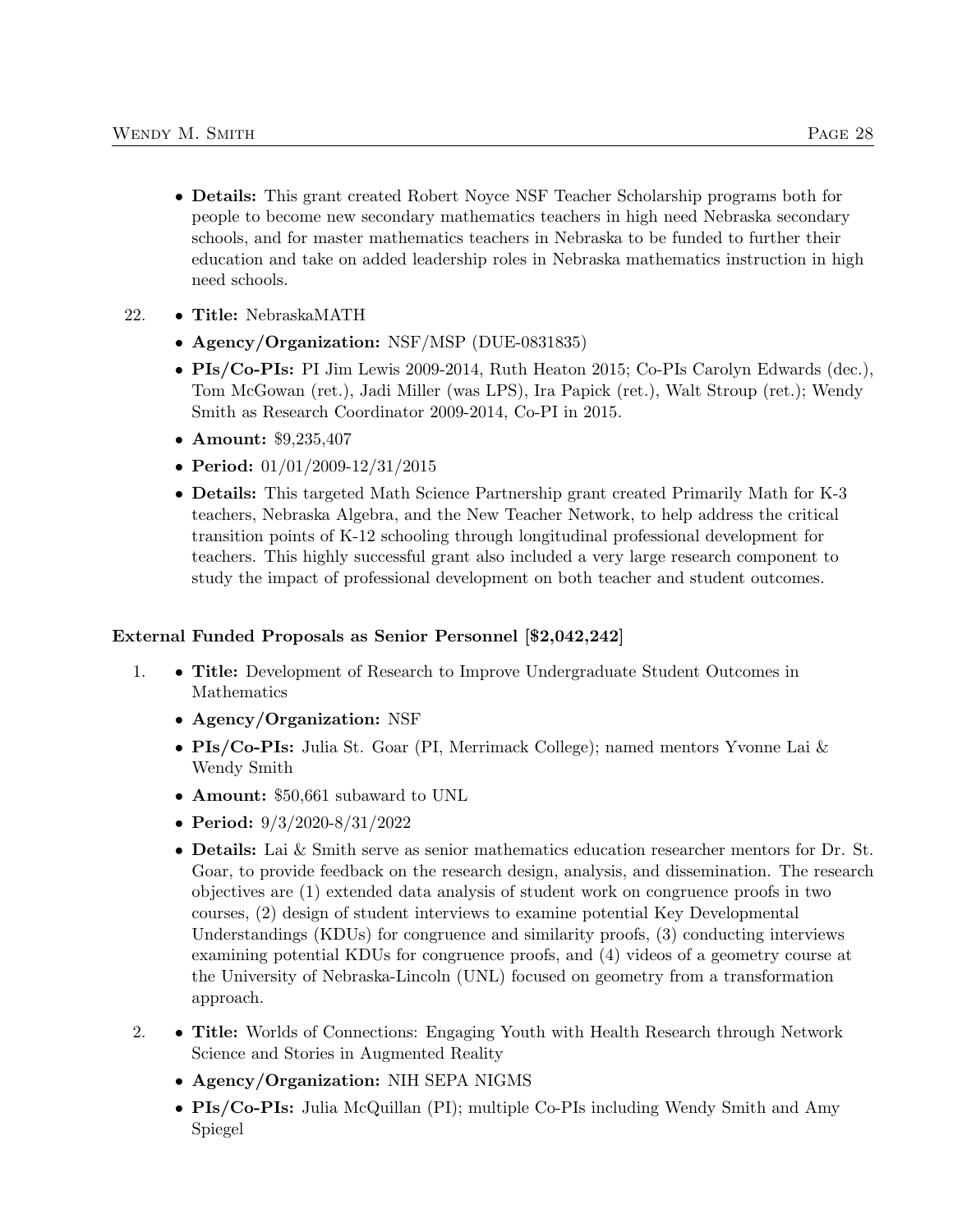- **Details:** This grant created Robert Noyce NSF Teacher Scholarship programs both for people to become new secondary mathematics teachers in high need Nebraska secondary schools, and for master mathematics teachers in Nebraska to be funded to further their education and take on added leadership roles in Nebraska mathematics instruction in high need schools.

22.
- **Title:** NebraskaMATH
- **Agency/Organization:** NSF/MSP (DUE-0831835)
- **PIs/Co-PIs:** PI Jim Lewis 2009-2014, Ruth Heaton 2015; Co-PIs Carolyn Edwards (dec.), Tom McGowan (ret.), Jadi Miller (was LPS), Ira Papick (ret.), Walt Stroup (ret.); Wendy Smith as Research Coordinator 2009-2014, Co-PI in 2015.
- **Amount:** $9,235,407
- **Period:** 01/01/2009-12/31/2015
- **Details:** This targeted Math Science Partnership grant created Primarily Math for K-3 teachers, Nebraska Algebra, and the New Teacher Network, to help address the critical transition points of K-12 schooling through longitudinal professional development for teachers. This highly successful grant also included a very large research component to study the impact of professional development on both teacher and student outcomes.

**External Funded Proposals as Senior Personnel [$2,042,242]**

1.
- **Title:** Development of Research to Improve Undergraduate Student Outcomes in Mathematics
- **Agency/Organization:** NSF
- **PIs/Co-PIs:** Julia St. Goar (PI, Merrimack College); named mentors Yvonne Lai & Wendy Smith
- **Amount:** $50,661 subaward to UNL
- **Period:** 9/3/2020-8/31/2022
- **Details:** Lai & Smith serve as senior mathematics education researcher mentors for Dr. St. Goar, to provide feedback on the research design, analysis, and dissemination. The research objectives are (1) extended data analysis of student work on congruence proofs in two courses, (2) design of student interviews to examine potential Key Developmental Understandings (KDUs) for congruence and similarity proofs, (3) conducting interviews examining potential KDUs for congruence proofs, and (4) videos of a geometry course at the University of Nebraska-Lincoln (UNL) focused on geometry from a transformation approach.

2.
- **Title:** Worlds of Connections: Engaging Youth with Health Research through Network Science and Stories in Augmented Reality
- **Agency/Organization:** NIH SEPA NIGMS
- **PIs/Co-PIs:** Julia McQuillan (PI); multiple Co-PIs including Wendy Smith and Amy Spiegel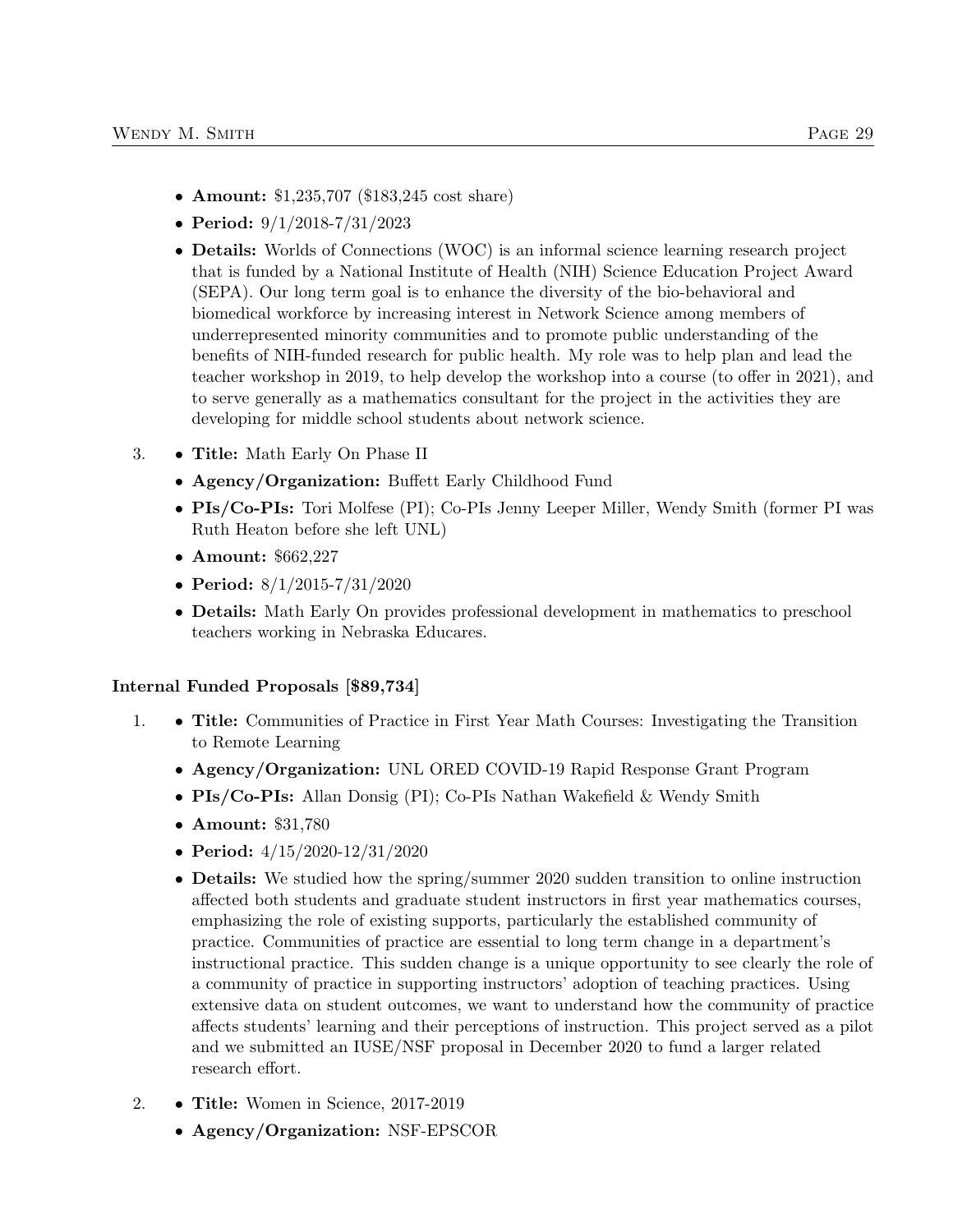- **Amount:** \$1,235,707 (\$183,245 cost share)
- **Period:** 9/1/2018-7/31/2023
- **Details:** Worlds of Connections (WOC) is an informal science learning research project that is funded by a National Institute of Health (NIH) Science Education Project Award (SEPA). Our long term goal is to enhance the diversity of the bio-behavioral and biomedical workforce by increasing interest in Network Science among members of underrepresented minority communities and to promote public understanding of the benefits of NIH-funded research for public health. My role was to help plan and lead the teacher workshop in 2019, to help develop the workshop into a course (to offer in 2021), and to serve generally as a mathematics consultant for the project in the activities they are developing for middle school students about network science.

3.
   - **Title:** Math Early On Phase II
   - **Agency/Organization:** Buffett Early Childhood Fund
   - **PIs/Co-PIs:** Tori Molfese (PI); Co-PIs Jenny Leeper Miller, Wendy Smith (former PI was Ruth Heaton before she left UNL)
   - **Amount:** \$662,227
   - **Period:** 8/1/2015-7/31/2020
   - **Details:** Math Early On provides professional development in mathematics to preschool teachers working in Nebraska Educares.

**Internal Funded Proposals [\$89,734]**

1.
   - **Title:** Communities of Practice in First Year Math Courses: Investigating the Transition to Remote Learning
   - **Agency/Organization:** UNL ORED COVID-19 Rapid Response Grant Program
   - **PIs/Co-PIs:** Allan Donsig (PI); Co-PIs Nathan Wakefield & Wendy Smith
   - **Amount:** \$31,780
   - **Period:** 4/15/2020-12/31/2020
   - **Details:** We studied how the spring/summer 2020 sudden transition to online instruction affected both students and graduate student instructors in first year mathematics courses, emphasizing the role of existing supports, particularly the established community of practice. Communities of practice are essential to long term change in a department's instructional practice. This sudden change is a unique opportunity to see clearly the role of a community of practice in supporting instructors' adoption of teaching practices. Using extensive data on student outcomes, we want to understand how the community of practice affects students' learning and their perceptions of instruction. This project served as a pilot and we submitted an IUSE/NSF proposal in December 2020 to fund a larger related research effort.

2.
   - **Title:** Women in Science, 2017-2019
   - **Agency/Organization:** NSF-EPSCOR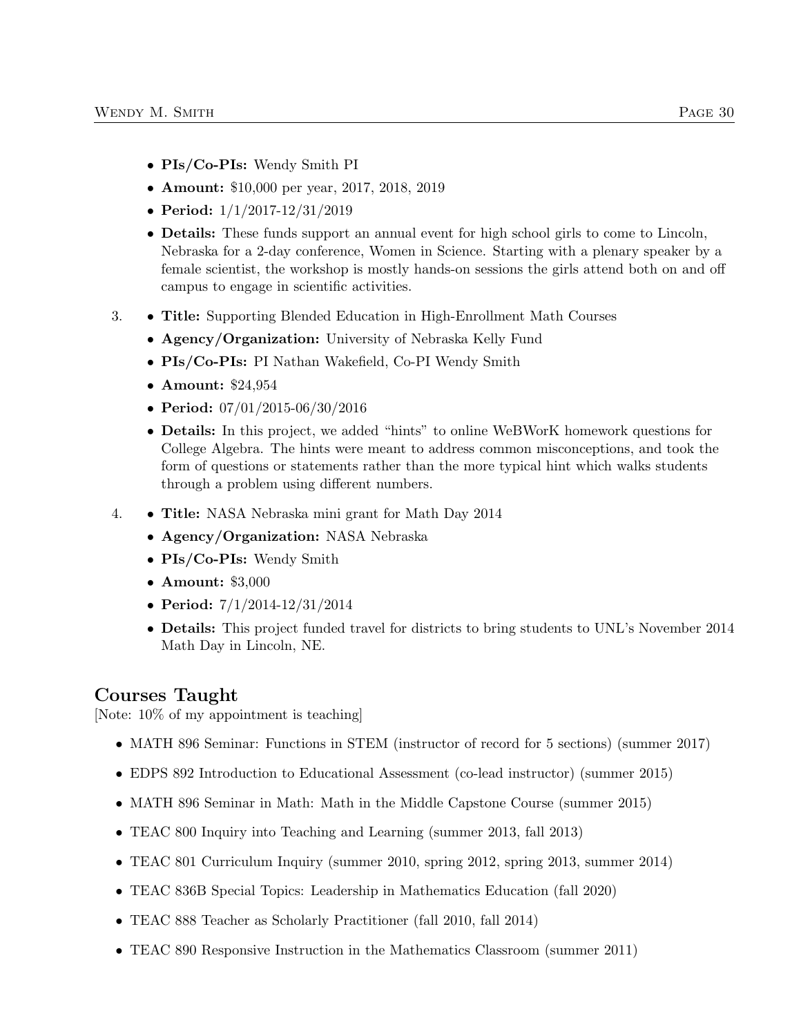- **PIs/Co-PIs:** Wendy Smith PI
- **Amount:** $10,000 per year, 2017, 2018, 2019
- **Period:** 1/1/2017-12/31/2019
- **Details:** These funds support an annual event for high school girls to come to Lincoln, Nebraska for a 2-day conference, Women in Science. Starting with a plenary speaker by a female scientist, the workshop is mostly hands-on sessions the girls attend both on and off campus to engage in scientific activities.

3. - **Title:** Supporting Blended Education in High-Enrollment Math Courses
   - **Agency/Organization:** University of Nebraska Kelly Fund
   - **PIs/Co-PIs:** PI Nathan Wakefield, Co-PI Wendy Smith
   - **Amount:** $24,954
   - **Period:** 07/01/2015-06/30/2016
   - **Details:** In this project, we added "hints" to online WeBWorK homework questions for College Algebra. The hints were meant to address common misconceptions, and took the form of questions or statements rather than the more typical hint which walks students through a problem using different numbers.

4. - **Title:** NASA Nebraska mini grant for Math Day 2014
   - **Agency/Organization:** NASA Nebraska
   - **PIs/Co-PIs:** Wendy Smith
   - **Amount:** $3,000
   - **Period:** 7/1/2014-12/31/2014
   - **Details:** This project funded travel for districts to bring students to UNL's November 2014 Math Day in Lincoln, NE.

## Courses Taught

[Note: 10% of my appointment is teaching]

- MATH 896 Seminar: Functions in STEM (instructor of record for 5 sections) (summer 2017)
- EDPS 892 Introduction to Educational Assessment (co-lead instructor) (summer 2015)
- MATH 896 Seminar in Math: Math in the Middle Capstone Course (summer 2015)
- TEAC 800 Inquiry into Teaching and Learning (summer 2013, fall 2013)
- TEAC 801 Curriculum Inquiry (summer 2010, spring 2012, spring 2013, summer 2014)
- TEAC 836B Special Topics: Leadership in Mathematics Education (fall 2020)
- TEAC 888 Teacher as Scholarly Practitioner (fall 2010, fall 2014)
- TEAC 890 Responsive Instruction in the Mathematics Classroom (summer 2011)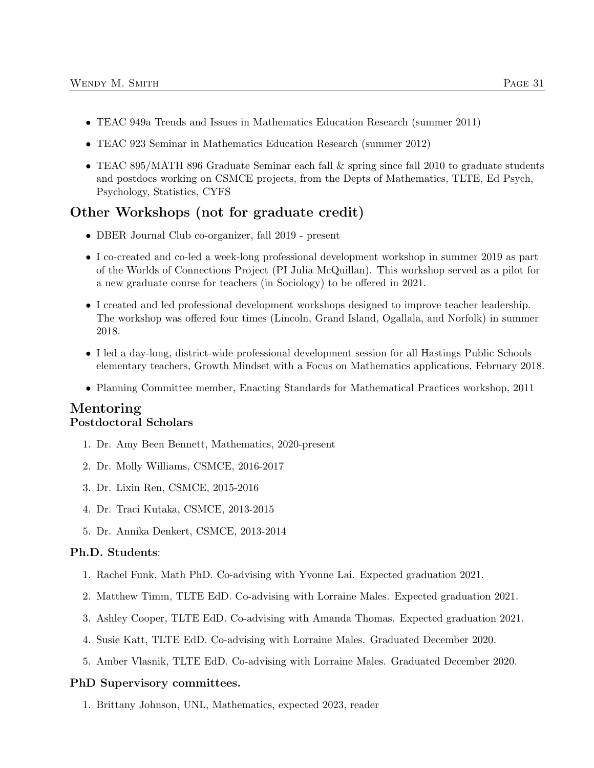- TEAC 949a Trends and Issues in Mathematics Education Research (summer 2011)
- TEAC 923 Seminar in Mathematics Education Research (summer 2012)
- TEAC 895/MATH 896 Graduate Seminar each fall & spring since fall 2010 to graduate students and postdocs working on CSMCE projects, from the Depts of Mathematics, TLTE, Ed Psych, Psychology, Statistics, CYFS

## Other Workshops (not for graduate credit)

- DBER Journal Club co-organizer, fall 2019 - present
- I co-created and co-led a week-long professional development workshop in summer 2019 as part of the Worlds of Connections Project (PI Julia McQuillan). This workshop served as a pilot for a new graduate course for teachers (in Sociology) to be offered in 2021.
- I created and led professional development workshops designed to improve teacher leadership. The workshop was offered four times (Lincoln, Grand Island, Ogallala, and Norfolk) in summer 2018.
- I led a day-long, district-wide professional development session for all Hastings Public Schools elementary teachers, Growth Mindset with a Focus on Mathematics applications, February 2018.
- Planning Committee member, Enacting Standards for Mathematical Practices workshop, 2011

## Mentoring

### Postdoctoral Scholars

1. Dr. Amy Been Bennett, Mathematics, 2020-present
2. Dr. Molly Williams, CSMCE, 2016-2017
3. Dr. Lixin Ren, CSMCE, 2015-2016
4. Dr. Traci Kutaka, CSMCE, 2013-2015
5. Dr. Annika Denkert, CSMCE, 2013-2014

### Ph.D. Students:

1. Rachel Funk, Math PhD. Co-advising with Yvonne Lai. Expected graduation 2021.
2. Matthew Timm, TLTE EdD. Co-advising with Lorraine Males. Expected graduation 2021.
3. Ashley Cooper, TLTE EdD. Co-advising with Amanda Thomas. Expected graduation 2021.
4. Susie Katt, TLTE EdD. Co-advising with Lorraine Males. Graduated December 2020.
5. Amber Vlasnik, TLTE EdD. Co-advising with Lorraine Males. Graduated December 2020.

### PhD Supervisory committees.

1. Brittany Johnson, UNL, Mathematics, expected 2023, reader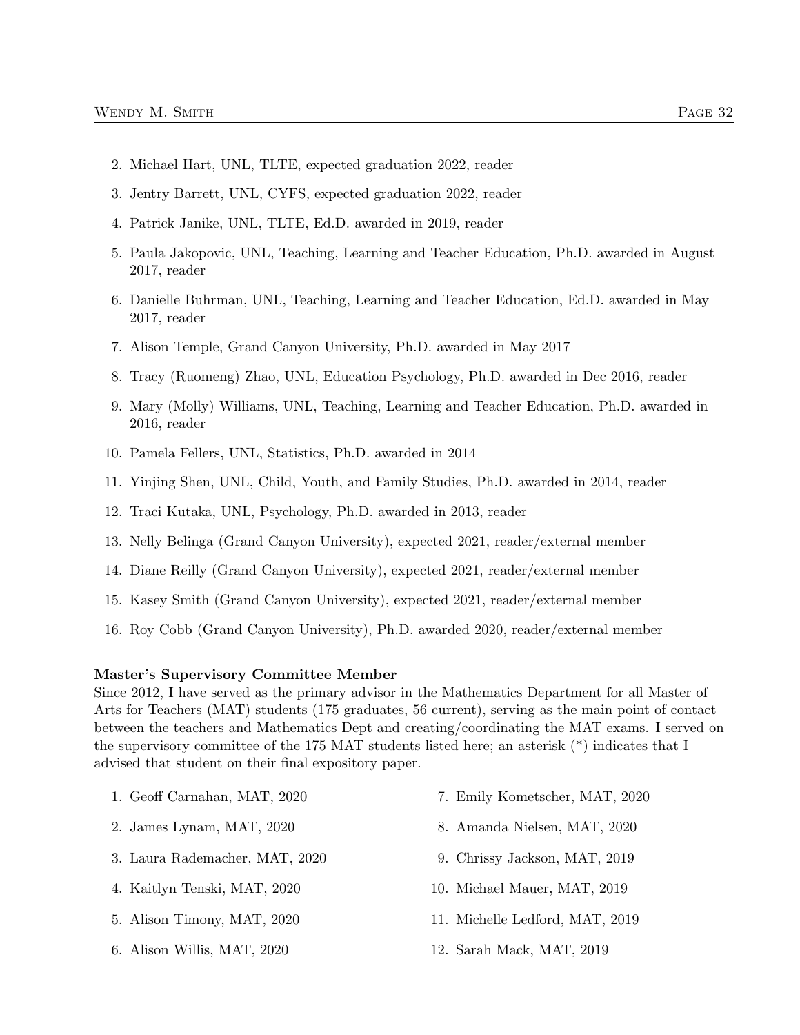2. Michael Hart, UNL, TLTE, expected graduation 2022, reader
3. Jentry Barrett, UNL, CYFS, expected graduation 2022, reader
4. Patrick Janike, UNL, TLTE, Ed.D. awarded in 2019, reader
5. Paula Jakopovic, UNL, Teaching, Learning and Teacher Education, Ph.D. awarded in August 2017, reader
6. Danielle Buhrman, UNL, Teaching, Learning and Teacher Education, Ed.D. awarded in May 2017, reader
7. Alison Temple, Grand Canyon University, Ph.D. awarded in May 2017
8. Tracy (Ruomeng) Zhao, UNL, Education Psychology, Ph.D. awarded in Dec 2016, reader
9. Mary (Molly) Williams, UNL, Teaching, Learning and Teacher Education, Ph.D. awarded in 2016, reader
10. Pamela Fellers, UNL, Statistics, Ph.D. awarded in 2014
11. Yinjing Shen, UNL, Child, Youth, and Family Studies, Ph.D. awarded in 2014, reader
12. Traci Kutaka, UNL, Psychology, Ph.D. awarded in 2013, reader
13. Nelly Belinga (Grand Canyon University), expected 2021, reader/external member
14. Diane Reilly (Grand Canyon University), expected 2021, reader/external member
15. Kasey Smith (Grand Canyon University), expected 2021, reader/external member
16. Roy Cobb (Grand Canyon University), Ph.D. awarded 2020, reader/external member

**Master's Supervisory Committee Member**

Since 2012, I have served as the primary advisor in the Mathematics Department for all Master of Arts for Teachers (MAT) students (175 graduates, 56 current), serving as the main point of contact between the teachers and Mathematics Dept and creating/coordinating the MAT exams. I served on the supervisory committee of the 175 MAT students listed here; an asterisk (*) indicates that I advised that student on their final expository paper.

1. Geoff Carnahan, MAT, 2020
2. James Lynam, MAT, 2020
3. Laura Rademacher, MAT, 2020
4. Kaitlyn Tenski, MAT, 2020
5. Alison Timony, MAT, 2020
6. Alison Willis, MAT, 2020
7. Emily Kometscher, MAT, 2020
8. Amanda Nielsen, MAT, 2020
9. Chrissy Jackson, MAT, 2019
10. Michael Mauer, MAT, 2019
11. Michelle Ledford, MAT, 2019
12. Sarah Mack, MAT, 2019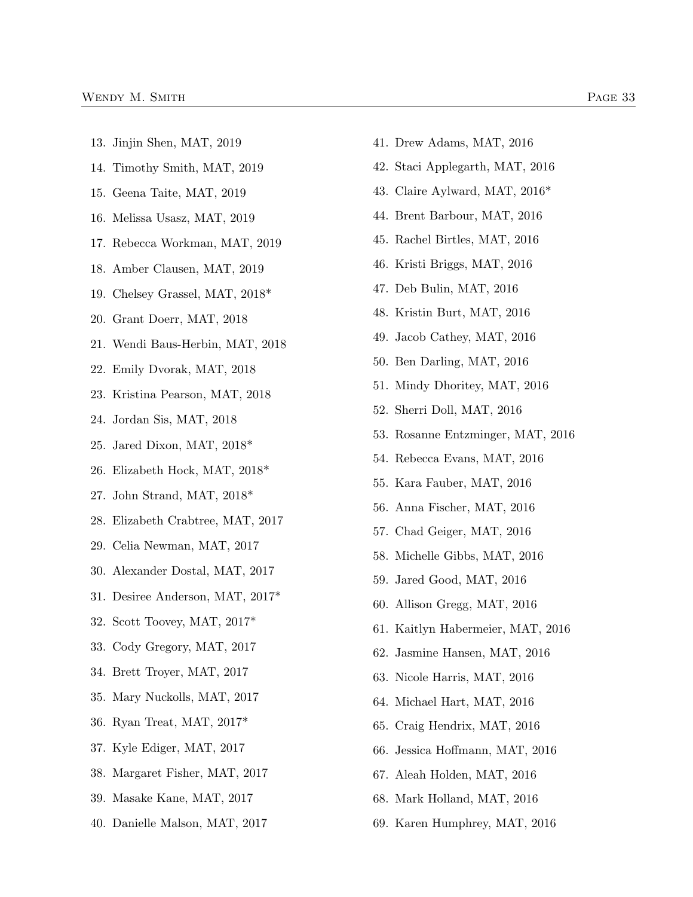13. Jinjin Shen, MAT, 2019
14. Timothy Smith, MAT, 2019
15. Geena Taite, MAT, 2019
16. Melissa Usasz, MAT, 2019
17. Rebecca Workman, MAT, 2019
18. Amber Clausen, MAT, 2019
19. Chelsey Grassel, MAT, 2018*
20. Grant Doerr, MAT, 2018
21. Wendi Baus-Herbin, MAT, 2018
22. Emily Dvorak, MAT, 2018
23. Kristina Pearson, MAT, 2018
24. Jordan Sis, MAT, 2018
25. Jared Dixon, MAT, 2018*
26. Elizabeth Hock, MAT, 2018*
27. John Strand, MAT, 2018*
28. Elizabeth Crabtree, MAT, 2017
29. Celia Newman, MAT, 2017
30. Alexander Dostal, MAT, 2017
31. Desiree Anderson, MAT, 2017*
32. Scott Toovey, MAT, 2017*
33. Cody Gregory, MAT, 2017
34. Brett Troyer, MAT, 2017
35. Mary Nuckolls, MAT, 2017
36. Ryan Treat, MAT, 2017*
37. Kyle Ediger, MAT, 2017
38. Margaret Fisher, MAT, 2017
39. Masake Kane, MAT, 2017
40. Danielle Malson, MAT, 2017
41. Drew Adams, MAT, 2016
42. Staci Applegarth, MAT, 2016
43. Claire Aylward, MAT, 2016*
44. Brent Barbour, MAT, 2016
45. Rachel Birtles, MAT, 2016
46. Kristi Briggs, MAT, 2016
47. Deb Bulin, MAT, 2016
48. Kristin Burt, MAT, 2016
49. Jacob Cathey, MAT, 2016
50. Ben Darling, MAT, 2016
51. Mindy Dhoritey, MAT, 2016
52. Sherri Doll, MAT, 2016
53. Rosanne Entzminger, MAT, 2016
54. Rebecca Evans, MAT, 2016
55. Kara Fauber, MAT, 2016
56. Anna Fischer, MAT, 2016
57. Chad Geiger, MAT, 2016
58. Michelle Gibbs, MAT, 2016
59. Jared Good, MAT, 2016
60. Allison Gregg, MAT, 2016
61. Kaitlyn Habermeier, MAT, 2016
62. Jasmine Hansen, MAT, 2016
63. Nicole Harris, MAT, 2016
64. Michael Hart, MAT, 2016
65. Craig Hendrix, MAT, 2016
66. Jessica Hoffmann, MAT, 2016
67. Aleah Holden, MAT, 2016
68. Mark Holland, MAT, 2016
69. Karen Humphrey, MAT, 2016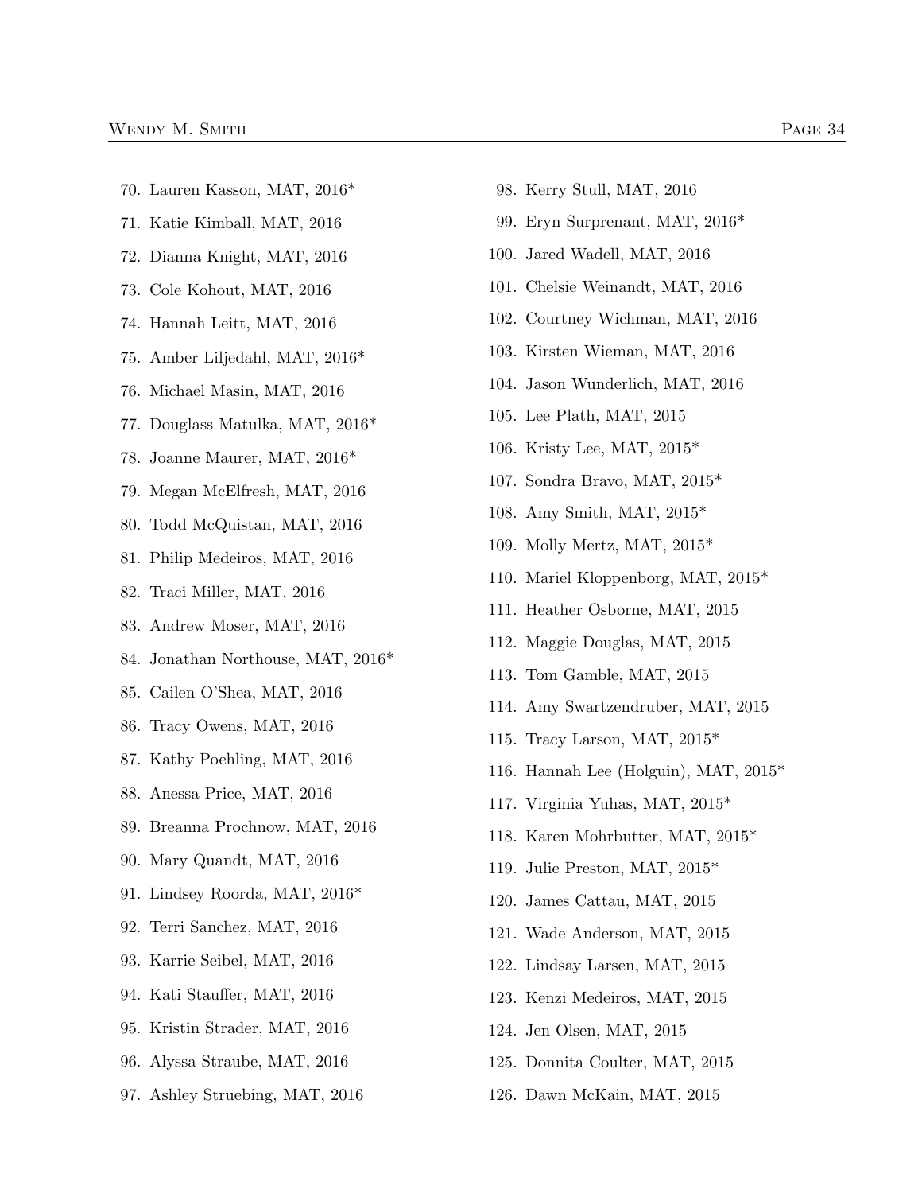70. Lauren Kasson, MAT, 2016*
71. Katie Kimball, MAT, 2016
72. Dianna Knight, MAT, 2016
73. Cole Kohout, MAT, 2016
74. Hannah Leitt, MAT, 2016
75. Amber Liljedahl, MAT, 2016*
76. Michael Masin, MAT, 2016
77. Douglass Matulka, MAT, 2016*
78. Joanne Maurer, MAT, 2016*
79. Megan McElfresh, MAT, 2016
80. Todd McQuistan, MAT, 2016
81. Philip Medeiros, MAT, 2016
82. Traci Miller, MAT, 2016
83. Andrew Moser, MAT, 2016
84. Jonathan Northouse, MAT, 2016*
85. Cailen O'Shea, MAT, 2016
86. Tracy Owens, MAT, 2016
87. Kathy Poehling, MAT, 2016
88. Anessa Price, MAT, 2016
89. Breanna Prochnow, MAT, 2016
90. Mary Quandt, MAT, 2016
91. Lindsey Roorda, MAT, 2016*
92. Terri Sanchez, MAT, 2016
93. Karrie Seibel, MAT, 2016
94. Kati Stauffer, MAT, 2016
95. Kristin Strader, MAT, 2016
96. Alyssa Straube, MAT, 2016
97. Ashley Struebing, MAT, 2016
98. Kerry Stull, MAT, 2016
99. Eryn Surprenant, MAT, 2016*
100. Jared Wadell, MAT, 2016
101. Chelsie Weinandt, MAT, 2016
102. Courtney Wichman, MAT, 2016
103. Kirsten Wieman, MAT, 2016
104. Jason Wunderlich, MAT, 2016
105. Lee Plath, MAT, 2015
106. Kristy Lee, MAT, 2015*
107. Sondra Bravo, MAT, 2015*
108. Amy Smith, MAT, 2015*
109. Molly Mertz, MAT, 2015*
110. Mariel Kloppenborg, MAT, 2015*
111. Heather Osborne, MAT, 2015
112. Maggie Douglas, MAT, 2015
113. Tom Gamble, MAT, 2015
114. Amy Swartzendruber, MAT, 2015
115. Tracy Larson, MAT, 2015*
116. Hannah Lee (Holguin), MAT, 2015*
117. Virginia Yuhas, MAT, 2015*
118. Karen Mohrbutter, MAT, 2015*
119. Julie Preston, MAT, 2015*
120. James Cattau, MAT, 2015
121. Wade Anderson, MAT, 2015
122. Lindsay Larsen, MAT, 2015
123. Kenzi Medeiros, MAT, 2015
124. Jen Olsen, MAT, 2015
125. Donnita Coulter, MAT, 2015
126. Dawn McKain, MAT, 2015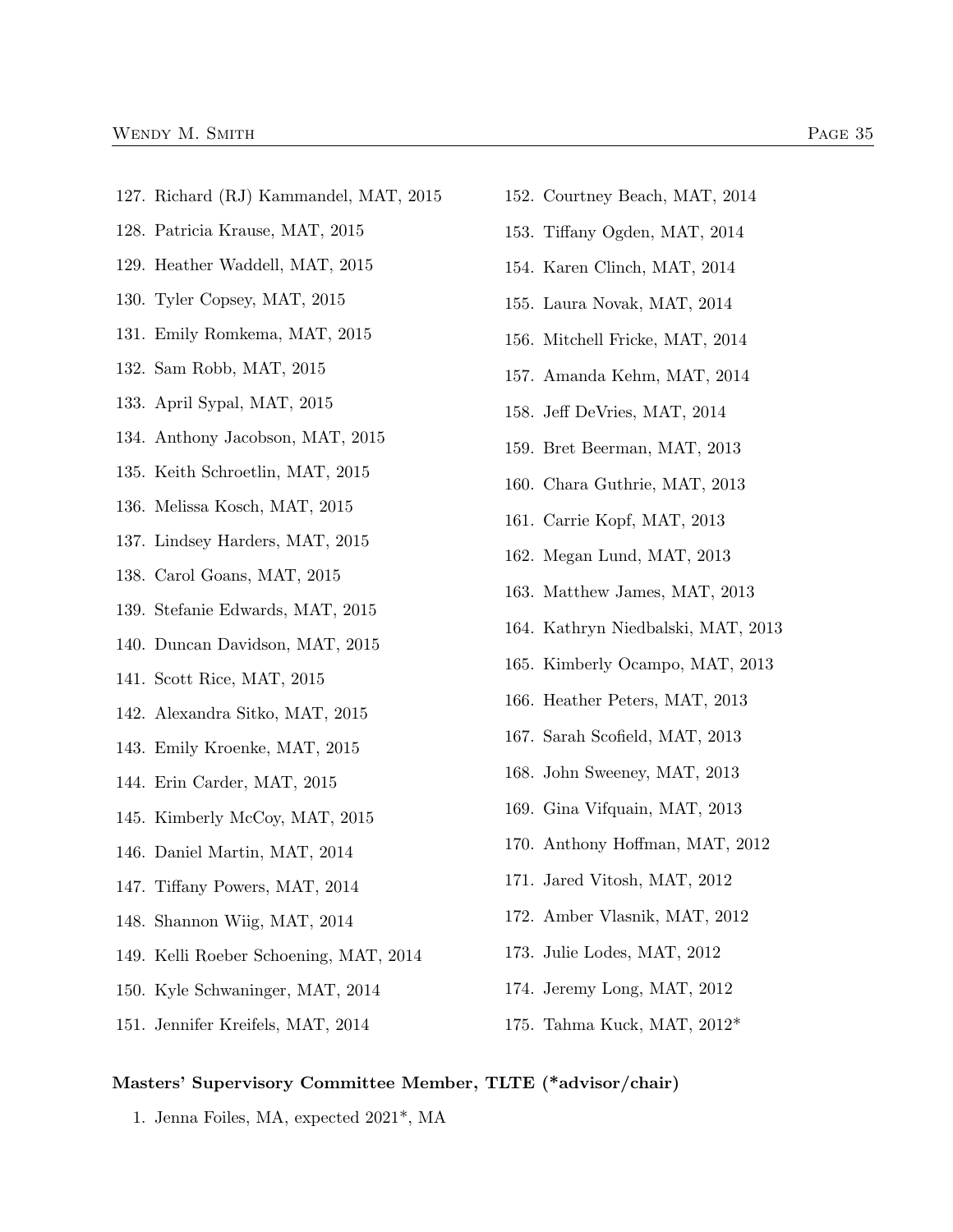127. Richard (RJ) Kammandel, MAT, 2015
128. Patricia Krause, MAT, 2015
129. Heather Waddell, MAT, 2015
130. Tyler Copsey, MAT, 2015
131. Emily Romkema, MAT, 2015
132. Sam Robb, MAT, 2015
133. April Sypal, MAT, 2015
134. Anthony Jacobson, MAT, 2015
135. Keith Schroetlin, MAT, 2015
136. Melissa Kosch, MAT, 2015
137. Lindsey Harders, MAT, 2015
138. Carol Goans, MAT, 2015
139. Stefanie Edwards, MAT, 2015
140. Duncan Davidson, MAT, 2015
141. Scott Rice, MAT, 2015
142. Alexandra Sitko, MAT, 2015
143. Emily Kroenke, MAT, 2015
144. Erin Carder, MAT, 2015
145. Kimberly McCoy, MAT, 2015
146. Daniel Martin, MAT, 2014
147. Tiffany Powers, MAT, 2014
148. Shannon Wiig, MAT, 2014
149. Kelli Roeber Schoening, MAT, 2014
150. Kyle Schwaninger, MAT, 2014
151. Jennifer Kreifels, MAT, 2014
152. Courtney Beach, MAT, 2014
153. Tiffany Ogden, MAT, 2014
154. Karen Clinch, MAT, 2014
155. Laura Novak, MAT, 2014
156. Mitchell Fricke, MAT, 2014
157. Amanda Kehm, MAT, 2014
158. Jeff DeVries, MAT, 2014
159. Bret Beerman, MAT, 2013
160. Chara Guthrie, MAT, 2013
161. Carrie Kopf, MAT, 2013
162. Megan Lund, MAT, 2013
163. Matthew James, MAT, 2013
164. Kathryn Niedbalski, MAT, 2013
165. Kimberly Ocampo, MAT, 2013
166. Heather Peters, MAT, 2013
167. Sarah Scofield, MAT, 2013
168. John Sweeney, MAT, 2013
169. Gina Vifquain, MAT, 2013
170. Anthony Hoffman, MAT, 2012
171. Jared Vitosh, MAT, 2012
172. Amber Vlasnik, MAT, 2012
173. Julie Lodes, MAT, 2012
174. Jeremy Long, MAT, 2012
175. Tahma Kuck, MAT, 2012*

**Masters' Supervisory Committee Member, TLTE (*advisor/chair)**

1. Jenna Foiles, MA, expected 2021*, MA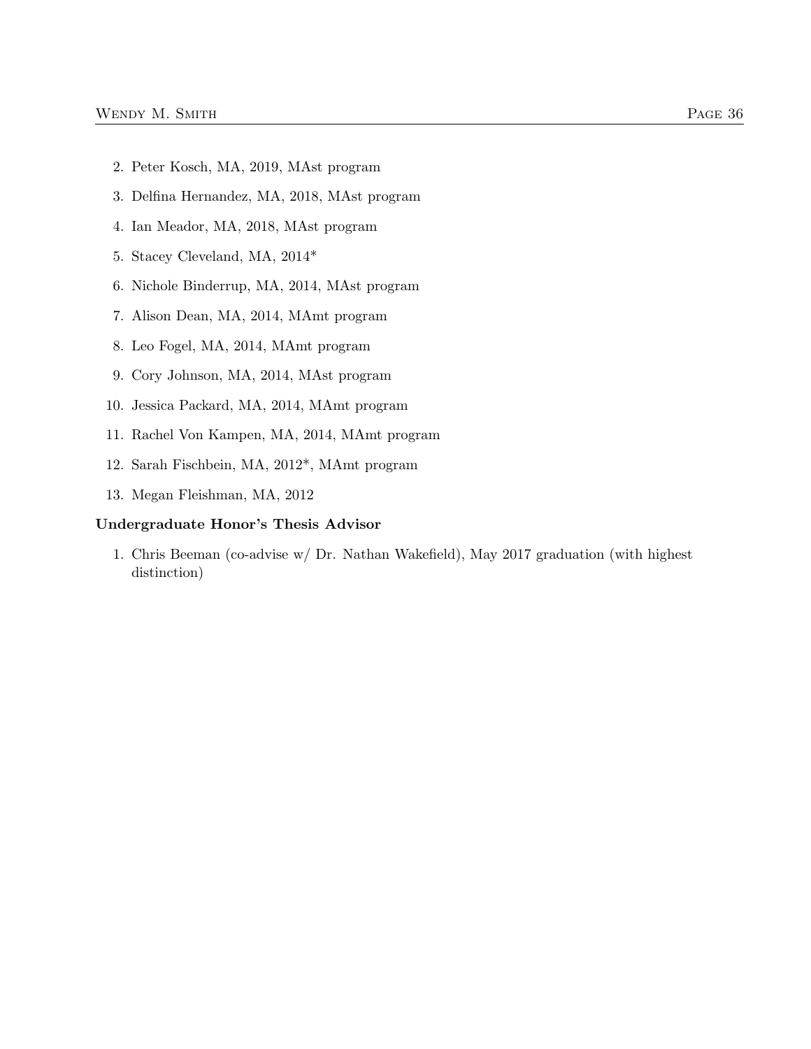2. Peter Kosch, MA, 2019, MAst program
3. Delfina Hernandez, MA, 2018, MAst program
4. Ian Meador, MA, 2018, MAst program
5. Stacey Cleveland, MA, 2014*
6. Nichole Binderrup, MA, 2014, MAst program
7. Alison Dean, MA, 2014, MAmt program
8. Leo Fogel, MA, 2014, MAmt program
9. Cory Johnson, MA, 2014, MAst program
10. Jessica Packard, MA, 2014, MAmt program
11. Rachel Von Kampen, MA, 2014, MAmt program
12. Sarah Fischbein, MA, 2012*, MAmt program
13. Megan Fleishman, MA, 2012

**Undergraduate Honor's Thesis Advisor**

1. Chris Beeman (co-advise w/ Dr. Nathan Wakefield), May 2017 graduation (with highest distinction)